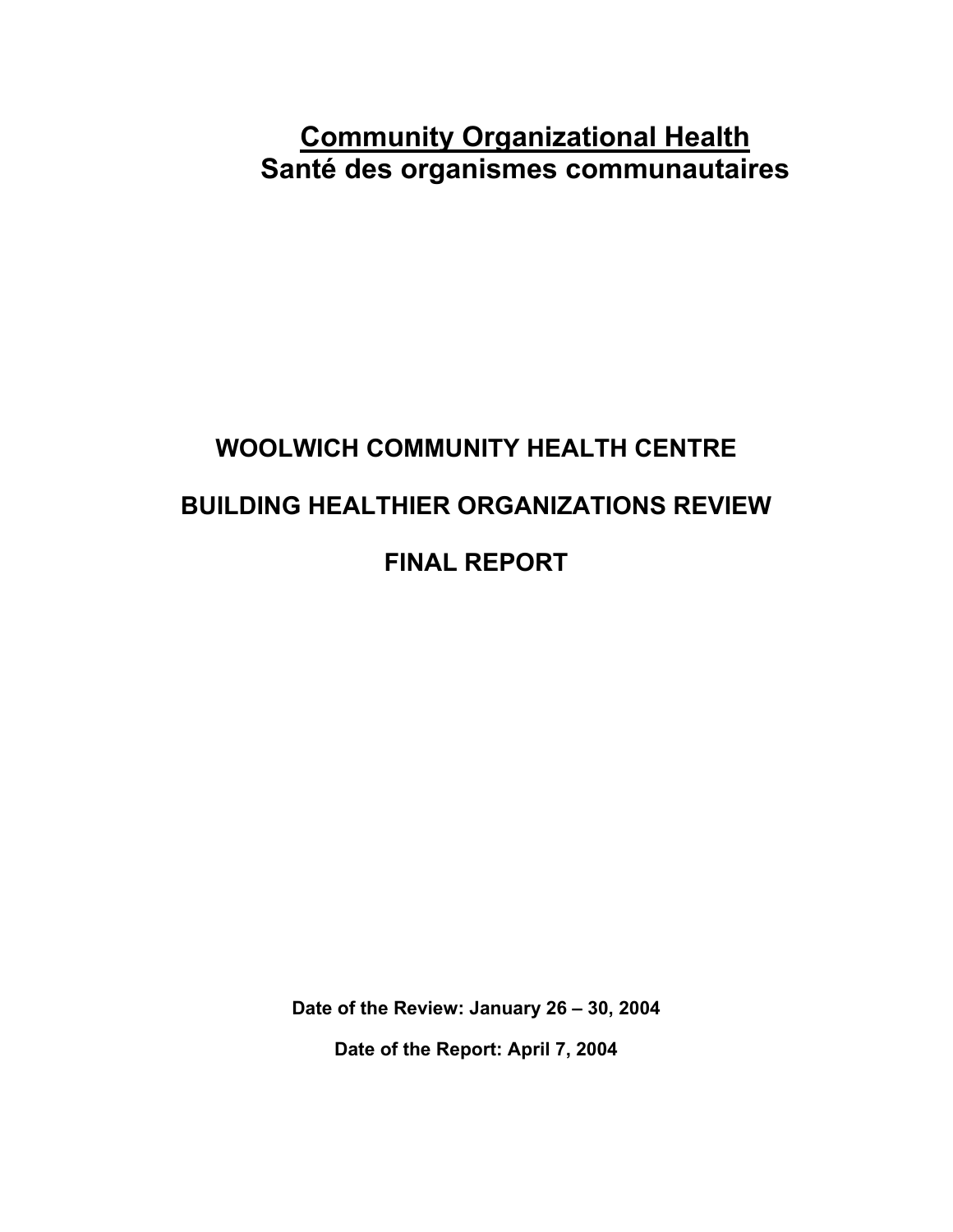# Community Organizational Health
# Santé des organismes communautaires

## WOOLWICH COMMUNITY HEALTH CENTRE

## BUILDING HEALTHIER ORGANIZATIONS REVIEW

## FINAL REPORT

**Date of the Review: January 26 – 30, 2004**

**Date of the Report: April 7, 2004**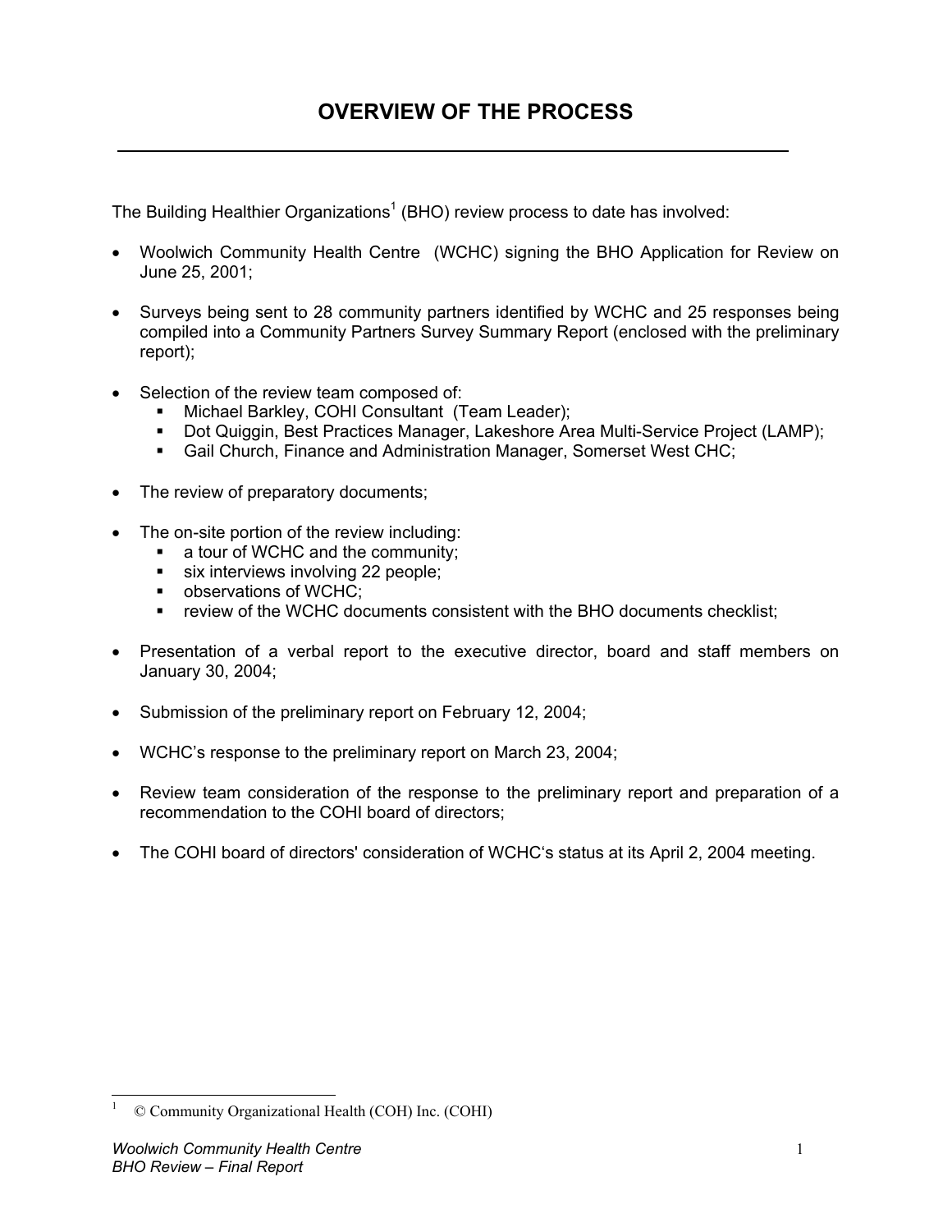# OVERVIEW OF THE PROCESS

The Building Healthier Organizations[1] (BHO) review process to date has involved:

- Woolwich Community Health Centre (WCHC) signing the BHO Application for Review on June 25, 2001;
- Surveys being sent to 28 community partners identified by WCHC and 25 responses being compiled into a Community Partners Survey Summary Report (enclosed with the preliminary report);
- Selection of the review team composed of:
  - Michael Barkley, COHI Consultant (Team Leader);
  - Dot Quiggin, Best Practices Manager, Lakeshore Area Multi-Service Project (LAMP);
  - Gail Church, Finance and Administration Manager, Somerset West CHC;
- The review of preparatory documents;
- The on-site portion of the review including:
  - a tour of WCHC and the community;
  - six interviews involving 22 people;
  - observations of WCHC;
  - review of the WCHC documents consistent with the BHO documents checklist;
- Presentation of a verbal report to the executive director, board and staff members on January 30, 2004;
- Submission of the preliminary report on February 12, 2004;
- WCHC's response to the preliminary report on March 23, 2004;
- Review team consideration of the response to the preliminary report and preparation of a recommendation to the COHI board of directors;
- The COHI board of directors' consideration of WCHC's status at its April 2, 2004 meeting.

[1] © Community Organizational Health (COH) Inc. (COHI)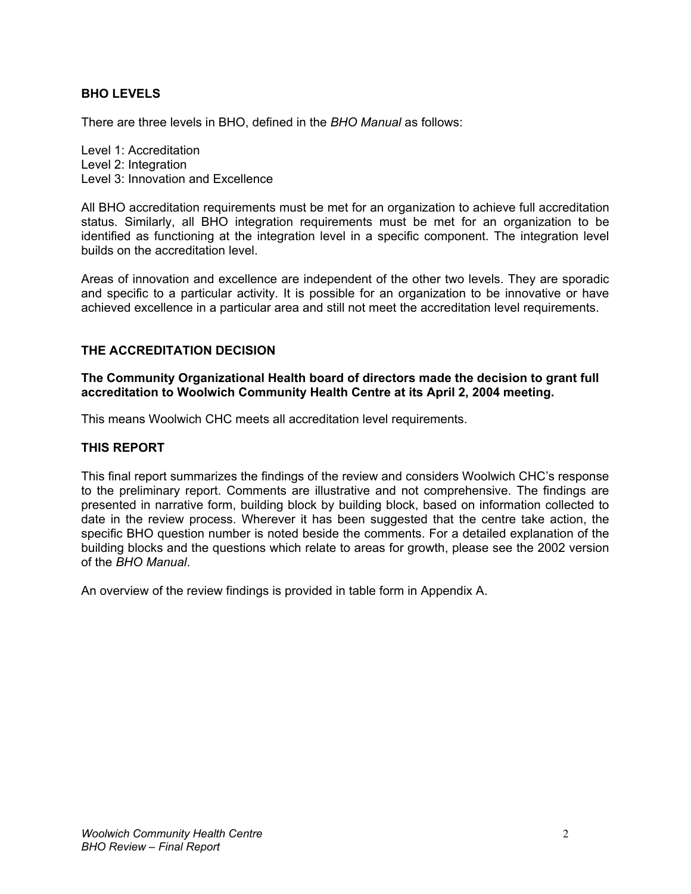## BHO LEVELS

There are three levels in BHO, defined in the *BHO Manual* as follows:

Level 1: Accreditation
Level 2: Integration
Level 3: Innovation and Excellence

All BHO accreditation requirements must be met for an organization to achieve full accreditation status. Similarly, all BHO integration requirements must be met for an organization to be identified as functioning at the integration level in a specific component. The integration level builds on the accreditation level.

Areas of innovation and excellence are independent of the other two levels. They are sporadic and specific to a particular activity. It is possible for an organization to be innovative or have achieved excellence in a particular area and still not meet the accreditation level requirements.

## THE ACCREDITATION DECISION

**The Community Organizational Health board of directors made the decision to grant full accreditation to Woolwich Community Health Centre at its April 2, 2004 meeting.**

This means Woolwich CHC meets all accreditation level requirements.

## THIS REPORT

This final report summarizes the findings of the review and considers Woolwich CHC's response to the preliminary report. Comments are illustrative and not comprehensive. The findings are presented in narrative form, building block by building block, based on information collected to date in the review process. Wherever it has been suggested that the centre take action, the specific BHO question number is noted beside the comments. For a detailed explanation of the building blocks and the questions which relate to areas for growth, please see the 2002 version of the *BHO Manual*.

An overview of the review findings is provided in table form in Appendix A.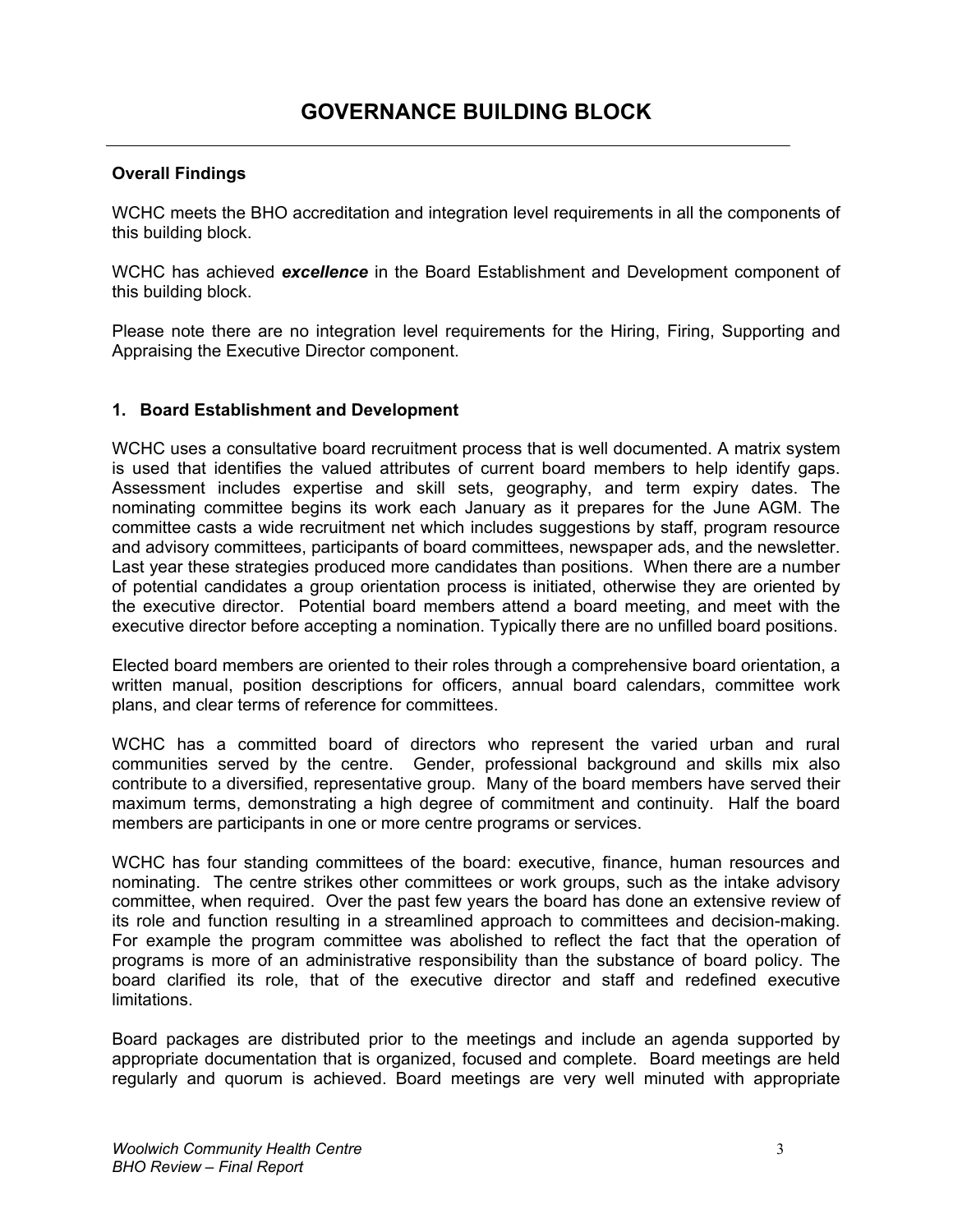# GOVERNANCE BUILDING BLOCK

**Overall Findings**

WCHC meets the BHO accreditation and integration level requirements in all the components of this building block.

WCHC has achieved ***excellence*** in the Board Establishment and Development component of this building block.

Please note there are no integration level requirements for the Hiring, Firing, Supporting and Appraising the Executive Director component.

**1. Board Establishment and Development**

WCHC uses a consultative board recruitment process that is well documented. A matrix system is used that identifies the valued attributes of current board members to help identify gaps. Assessment includes expertise and skill sets, geography, and term expiry dates. The nominating committee begins its work each January as it prepares for the June AGM. The committee casts a wide recruitment net which includes suggestions by staff, program resource and advisory committees, participants of board committees, newspaper ads, and the newsletter. Last year these strategies produced more candidates than positions. When there are a number of potential candidates a group orientation process is initiated, otherwise they are oriented by the executive director. Potential board members attend a board meeting, and meet with the executive director before accepting a nomination. Typically there are no unfilled board positions.

Elected board members are oriented to their roles through a comprehensive board orientation, a written manual, position descriptions for officers, annual board calendars, committee work plans, and clear terms of reference for committees.

WCHC has a committed board of directors who represent the varied urban and rural communities served by the centre. Gender, professional background and skills mix also contribute to a diversified, representative group. Many of the board members have served their maximum terms, demonstrating a high degree of commitment and continuity. Half the board members are participants in one or more centre programs or services.

WCHC has four standing committees of the board: executive, finance, human resources and nominating. The centre strikes other committees or work groups, such as the intake advisory committee, when required. Over the past few years the board has done an extensive review of its role and function resulting in a streamlined approach to committees and decision-making. For example the program committee was abolished to reflect the fact that the operation of programs is more of an administrative responsibility than the substance of board policy. The board clarified its role, that of the executive director and staff and redefined executive limitations.

Board packages are distributed prior to the meetings and include an agenda supported by appropriate documentation that is organized, focused and complete. Board meetings are held regularly and quorum is achieved. Board meetings are very well minuted with appropriate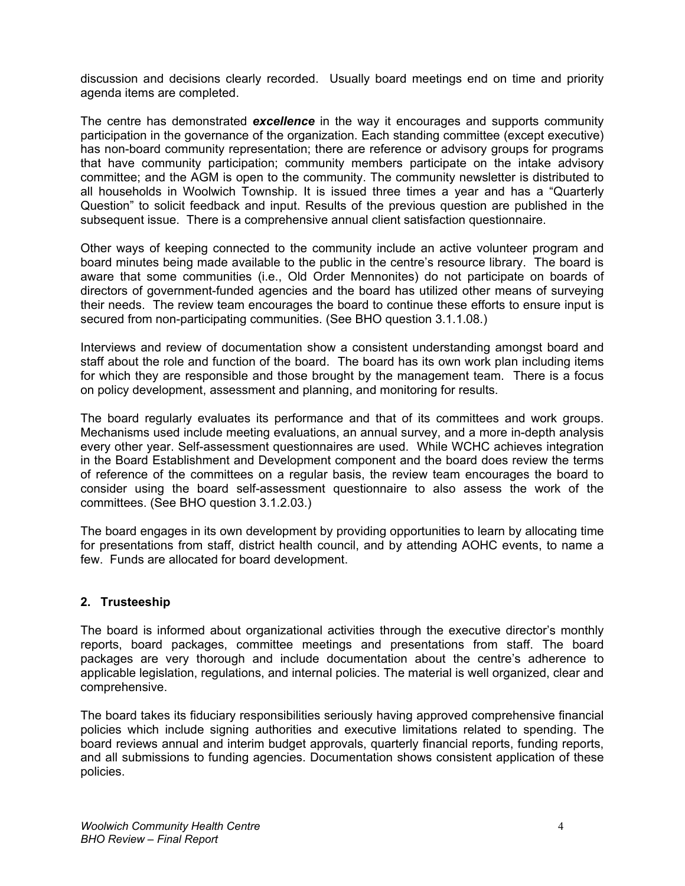discussion and decisions clearly recorded. Usually board meetings end on time and priority agenda items are completed.

The centre has demonstrated ***excellence*** in the way it encourages and supports community participation in the governance of the organization. Each standing committee (except executive) has non-board community representation; there are reference or advisory groups for programs that have community participation; community members participate on the intake advisory committee; and the AGM is open to the community. The community newsletter is distributed to all households in Woolwich Township. It is issued three times a year and has a "Quarterly Question" to solicit feedback and input. Results of the previous question are published in the subsequent issue. There is a comprehensive annual client satisfaction questionnaire.

Other ways of keeping connected to the community include an active volunteer program and board minutes being made available to the public in the centre's resource library. The board is aware that some communities (i.e., Old Order Mennonites) do not participate on boards of directors of government-funded agencies and the board has utilized other means of surveying their needs. The review team encourages the board to continue these efforts to ensure input is secured from non-participating communities. (See BHO question 3.1.1.08.)

Interviews and review of documentation show a consistent understanding amongst board and staff about the role and function of the board. The board has its own work plan including items for which they are responsible and those brought by the management team. There is a focus on policy development, assessment and planning, and monitoring for results.

The board regularly evaluates its performance and that of its committees and work groups. Mechanisms used include meeting evaluations, an annual survey, and a more in-depth analysis every other year. Self-assessment questionnaires are used. While WCHC achieves integration in the Board Establishment and Development component and the board does review the terms of reference of the committees on a regular basis, the review team encourages the board to consider using the board self-assessment questionnaire to also assess the work of the committees. (See BHO question 3.1.2.03.)

The board engages in its own development by providing opportunities to learn by allocating time for presentations from staff, district health council, and by attending AOHC events, to name a few. Funds are allocated for board development.

## 2. Trusteeship

The board is informed about organizational activities through the executive director's monthly reports, board packages, committee meetings and presentations from staff. The board packages are very thorough and include documentation about the centre's adherence to applicable legislation, regulations, and internal policies. The material is well organized, clear and comprehensive.

The board takes its fiduciary responsibilities seriously having approved comprehensive financial policies which include signing authorities and executive limitations related to spending. The board reviews annual and interim budget approvals, quarterly financial reports, funding reports, and all submissions to funding agencies. Documentation shows consistent application of these policies.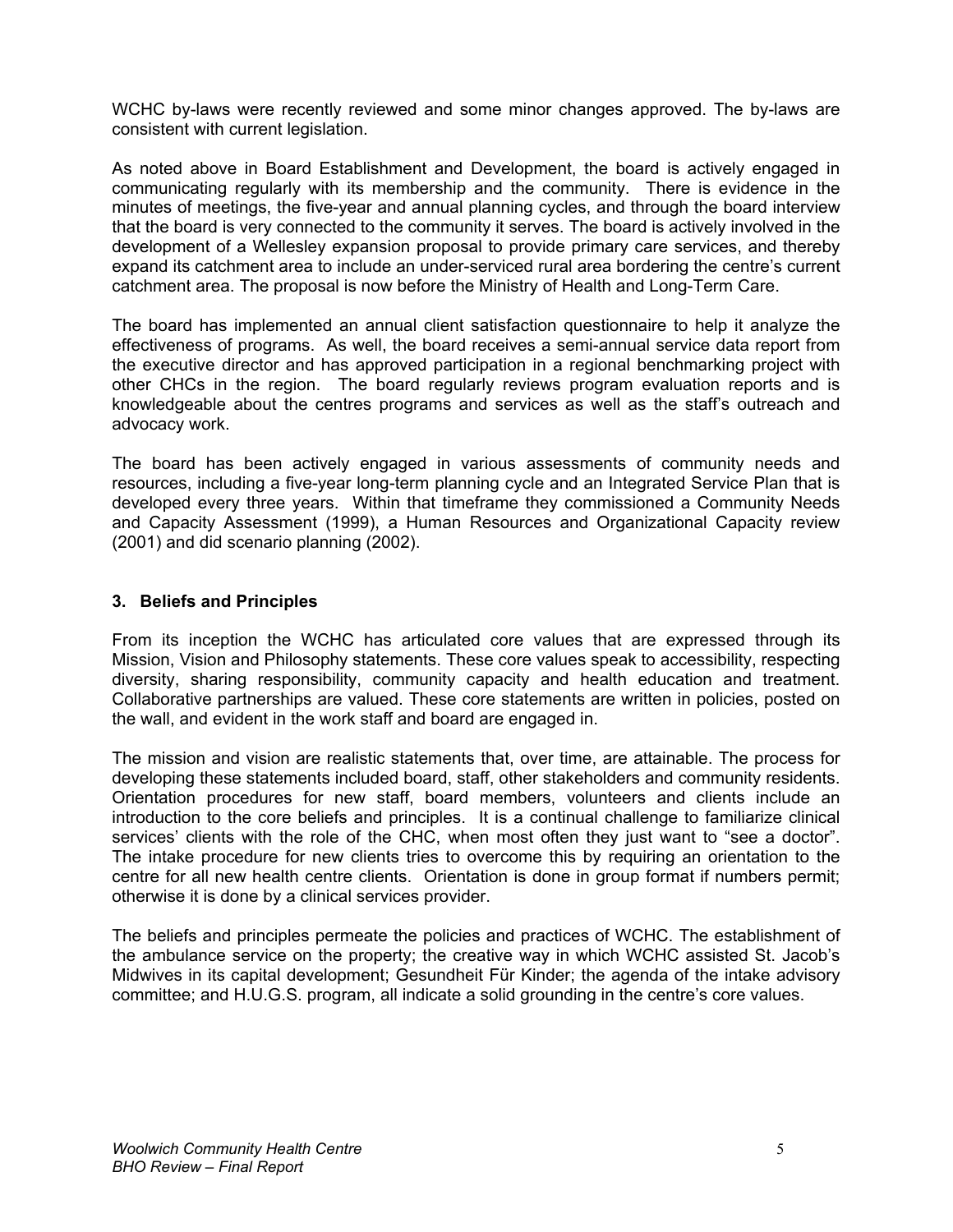WCHC by-laws were recently reviewed and some minor changes approved. The by-laws are consistent with current legislation.

As noted above in Board Establishment and Development, the board is actively engaged in communicating regularly with its membership and the community. There is evidence in the minutes of meetings, the five-year and annual planning cycles, and through the board interview that the board is very connected to the community it serves. The board is actively involved in the development of a Wellesley expansion proposal to provide primary care services, and thereby expand its catchment area to include an under-serviced rural area bordering the centre's current catchment area. The proposal is now before the Ministry of Health and Long-Term Care.

The board has implemented an annual client satisfaction questionnaire to help it analyze the effectiveness of programs. As well, the board receives a semi-annual service data report from the executive director and has approved participation in a regional benchmarking project with other CHCs in the region. The board regularly reviews program evaluation reports and is knowledgeable about the centres programs and services as well as the staff's outreach and advocacy work.

The board has been actively engaged in various assessments of community needs and resources, including a five-year long-term planning cycle and an Integrated Service Plan that is developed every three years. Within that timeframe they commissioned a Community Needs and Capacity Assessment (1999), a Human Resources and Organizational Capacity review (2001) and did scenario planning (2002).

### 3. Beliefs and Principles

From its inception the WCHC has articulated core values that are expressed through its Mission, Vision and Philosophy statements. These core values speak to accessibility, respecting diversity, sharing responsibility, community capacity and health education and treatment. Collaborative partnerships are valued. These core statements are written in policies, posted on the wall, and evident in the work staff and board are engaged in.

The mission and vision are realistic statements that, over time, are attainable. The process for developing these statements included board, staff, other stakeholders and community residents. Orientation procedures for new staff, board members, volunteers and clients include an introduction to the core beliefs and principles. It is a continual challenge to familiarize clinical services' clients with the role of the CHC, when most often they just want to "see a doctor". The intake procedure for new clients tries to overcome this by requiring an orientation to the centre for all new health centre clients. Orientation is done in group format if numbers permit; otherwise it is done by a clinical services provider.

The beliefs and principles permeate the policies and practices of WCHC. The establishment of the ambulance service on the property; the creative way in which WCHC assisted St. Jacob's Midwives in its capital development; Gesundheit Für Kinder; the agenda of the intake advisory committee; and H.U.G.S. program, all indicate a solid grounding in the centre's core values.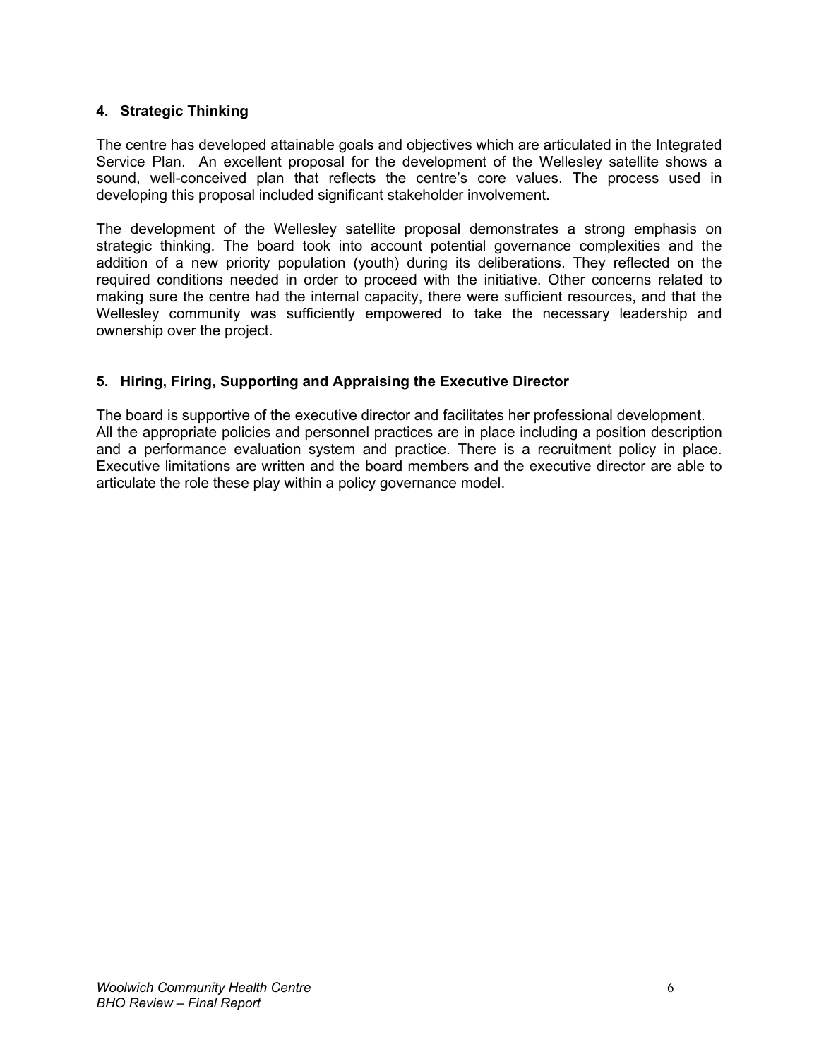### 4. Strategic Thinking

The centre has developed attainable goals and objectives which are articulated in the Integrated Service Plan. An excellent proposal for the development of the Wellesley satellite shows a sound, well-conceived plan that reflects the centre's core values. The process used in developing this proposal included significant stakeholder involvement.

The development of the Wellesley satellite proposal demonstrates a strong emphasis on strategic thinking. The board took into account potential governance complexities and the addition of a new priority population (youth) during its deliberations. They reflected on the required conditions needed in order to proceed with the initiative. Other concerns related to making sure the centre had the internal capacity, there were sufficient resources, and that the Wellesley community was sufficiently empowered to take the necessary leadership and ownership over the project.

### 5. Hiring, Firing, Supporting and Appraising the Executive Director

The board is supportive of the executive director and facilitates her professional development. All the appropriate policies and personnel practices are in place including a position description and a performance evaluation system and practice. There is a recruitment policy in place. Executive limitations are written and the board members and the executive director are able to articulate the role these play within a policy governance model.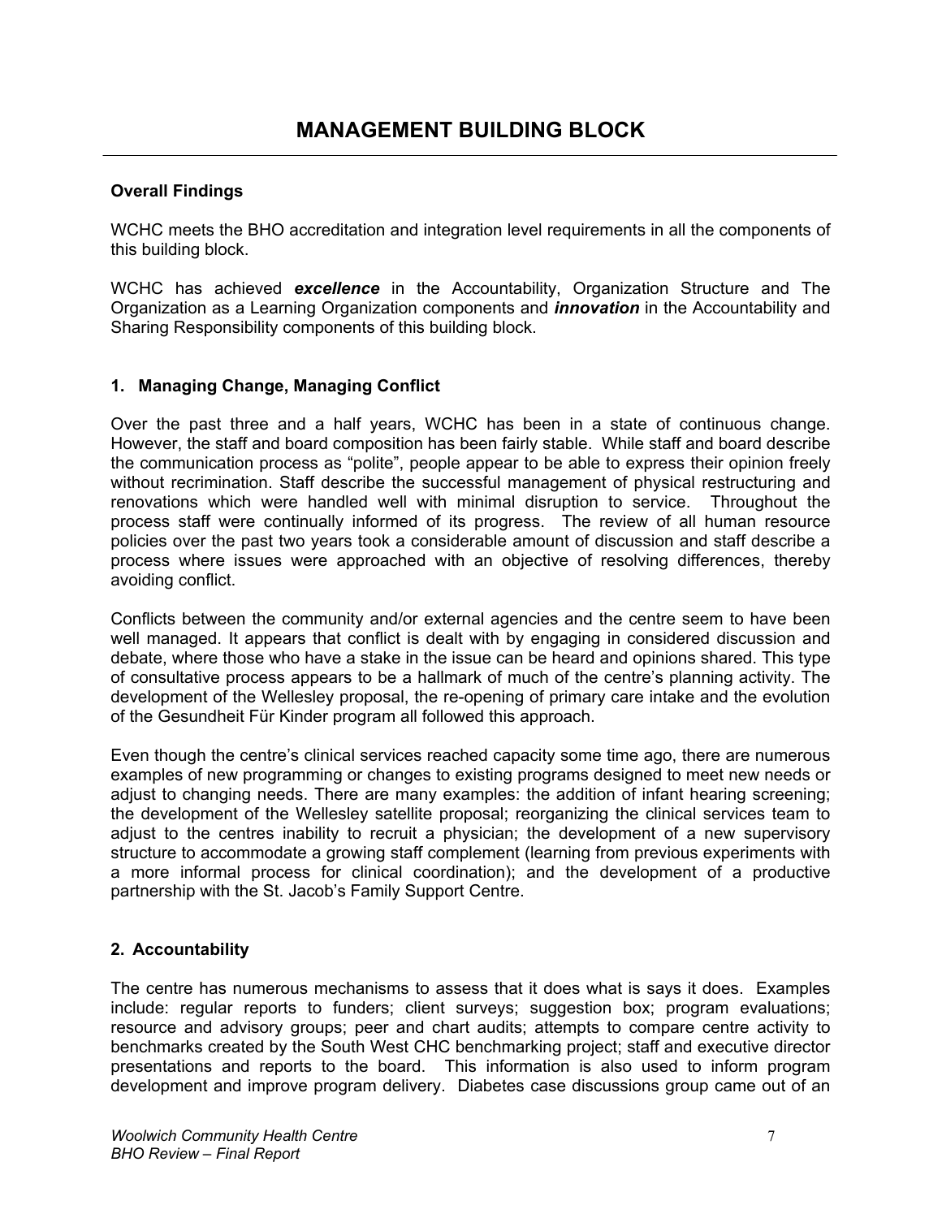# MANAGEMENT BUILDING BLOCK

**Overall Findings**

WCHC meets the BHO accreditation and integration level requirements in all the components of this building block.

WCHC has achieved ***excellence*** in the Accountability, Organization Structure and The Organization as a Learning Organization components and ***innovation*** in the Accountability and Sharing Responsibility components of this building block.

**1. Managing Change, Managing Conflict**

Over the past three and a half years, WCHC has been in a state of continuous change. However, the staff and board composition has been fairly stable. While staff and board describe the communication process as "polite", people appear to be able to express their opinion freely without recrimination. Staff describe the successful management of physical restructuring and renovations which were handled well with minimal disruption to service. Throughout the process staff were continually informed of its progress. The review of all human resource policies over the past two years took a considerable amount of discussion and staff describe a process where issues were approached with an objective of resolving differences, thereby avoiding conflict.

Conflicts between the community and/or external agencies and the centre seem to have been well managed. It appears that conflict is dealt with by engaging in considered discussion and debate, where those who have a stake in the issue can be heard and opinions shared. This type of consultative process appears to be a hallmark of much of the centre's planning activity. The development of the Wellesley proposal, the re-opening of primary care intake and the evolution of the Gesundheit Für Kinder program all followed this approach.

Even though the centre's clinical services reached capacity some time ago, there are numerous examples of new programming or changes to existing programs designed to meet new needs or adjust to changing needs. There are many examples: the addition of infant hearing screening; the development of the Wellesley satellite proposal; reorganizing the clinical services team to adjust to the centres inability to recruit a physician; the development of a new supervisory structure to accommodate a growing staff complement (learning from previous experiments with a more informal process for clinical coordination); and the development of a productive partnership with the St. Jacob's Family Support Centre.

**2. Accountability**

The centre has numerous mechanisms to assess that it does what is says it does. Examples include: regular reports to funders; client surveys; suggestion box; program evaluations; resource and advisory groups; peer and chart audits; attempts to compare centre activity to benchmarks created by the South West CHC benchmarking project; staff and executive director presentations and reports to the board. This information is also used to inform program development and improve program delivery. Diabetes case discussions group came out of an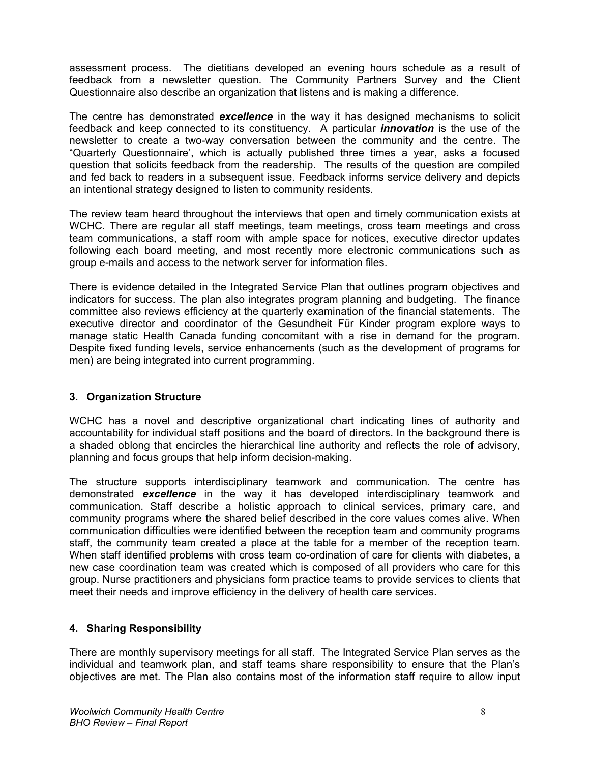assessment process. The dietitians developed an evening hours schedule as a result of feedback from a newsletter question. The Community Partners Survey and the Client Questionnaire also describe an organization that listens and is making a difference.

The centre has demonstrated ***excellence*** in the way it has designed mechanisms to solicit feedback and keep connected to its constituency. A particular ***innovation*** is the use of the newsletter to create a two-way conversation between the community and the centre. The "Quarterly Questionnaire', which is actually published three times a year, asks a focused question that solicits feedback from the readership. The results of the question are compiled and fed back to readers in a subsequent issue. Feedback informs service delivery and depicts an intentional strategy designed to listen to community residents.

The review team heard throughout the interviews that open and timely communication exists at WCHC. There are regular all staff meetings, team meetings, cross team meetings and cross team communications, a staff room with ample space for notices, executive director updates following each board meeting, and most recently more electronic communications such as group e-mails and access to the network server for information files.

There is evidence detailed in the Integrated Service Plan that outlines program objectives and indicators for success. The plan also integrates program planning and budgeting. The finance committee also reviews efficiency at the quarterly examination of the financial statements. The executive director and coordinator of the Gesundheit Für Kinder program explore ways to manage static Health Canada funding concomitant with a rise in demand for the program. Despite fixed funding levels, service enhancements (such as the development of programs for men) are being integrated into current programming.

### 3. Organization Structure

WCHC has a novel and descriptive organizational chart indicating lines of authority and accountability for individual staff positions and the board of directors. In the background there is a shaded oblong that encircles the hierarchical line authority and reflects the role of advisory, planning and focus groups that help inform decision-making.

The structure supports interdisciplinary teamwork and communication. The centre has demonstrated ***excellence*** in the way it has developed interdisciplinary teamwork and communication. Staff describe a holistic approach to clinical services, primary care, and community programs where the shared belief described in the core values comes alive. When communication difficulties were identified between the reception team and community programs staff, the community team created a place at the table for a member of the reception team. When staff identified problems with cross team co-ordination of care for clients with diabetes, a new case coordination team was created which is composed of all providers who care for this group. Nurse practitioners and physicians form practice teams to provide services to clients that meet their needs and improve efficiency in the delivery of health care services.

### 4. Sharing Responsibility

There are monthly supervisory meetings for all staff. The Integrated Service Plan serves as the individual and teamwork plan, and staff teams share responsibility to ensure that the Plan's objectives are met. The Plan also contains most of the information staff require to allow input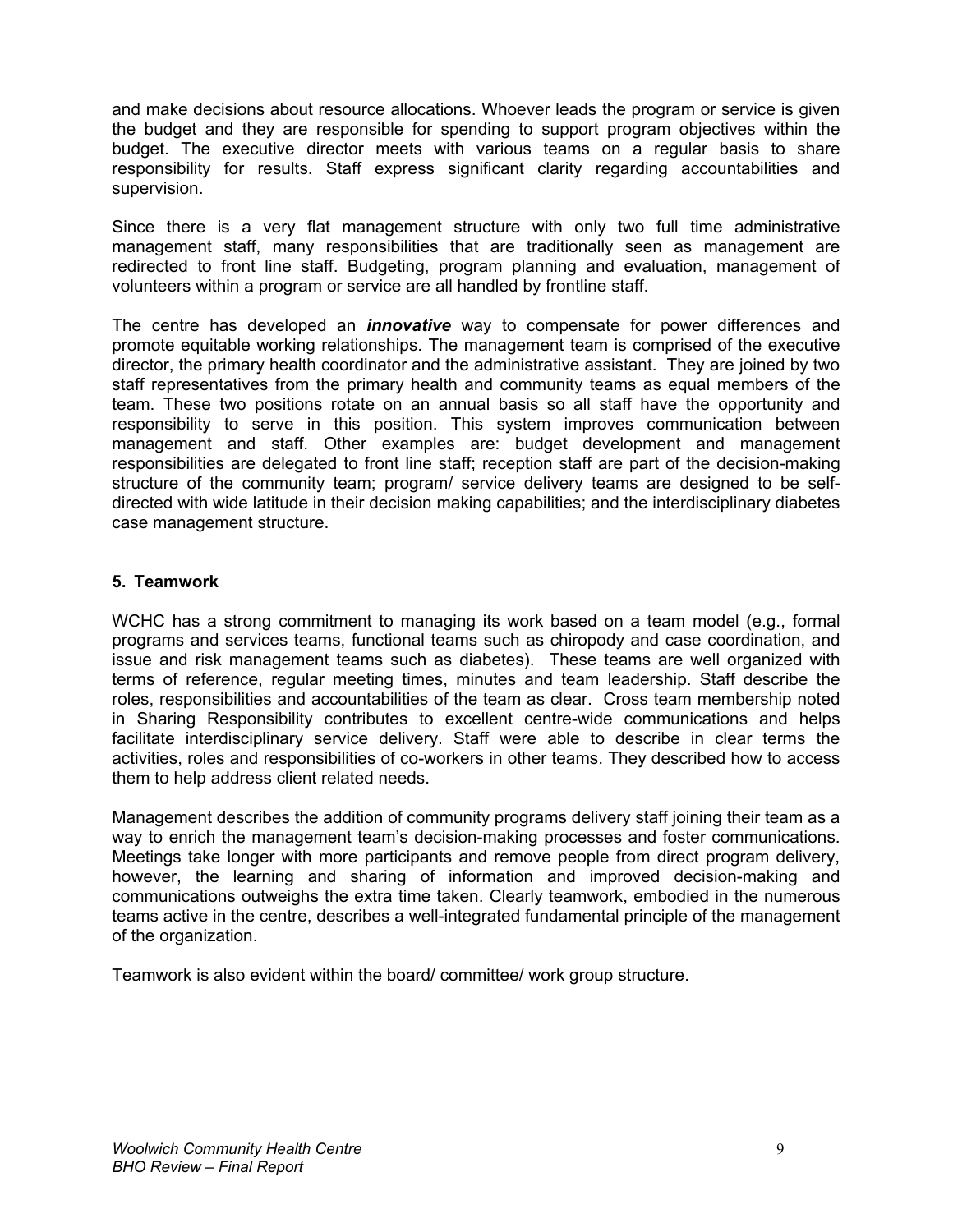and make decisions about resource allocations. Whoever leads the program or service is given the budget and they are responsible for spending to support program objectives within the budget. The executive director meets with various teams on a regular basis to share responsibility for results. Staff express significant clarity regarding accountabilities and supervision.

Since there is a very flat management structure with only two full time administrative management staff, many responsibilities that are traditionally seen as management are redirected to front line staff. Budgeting, program planning and evaluation, management of volunteers within a program or service are all handled by frontline staff.

The centre has developed an ***innovative*** way to compensate for power differences and promote equitable working relationships. The management team is comprised of the executive director, the primary health coordinator and the administrative assistant. They are joined by two staff representatives from the primary health and community teams as equal members of the team. These two positions rotate on an annual basis so all staff have the opportunity and responsibility to serve in this position. This system improves communication between management and staff. Other examples are: budget development and management responsibilities are delegated to front line staff; reception staff are part of the decision-making structure of the community team; program/ service delivery teams are designed to be self-directed with wide latitude in their decision making capabilities; and the interdisciplinary diabetes case management structure.

### 5. Teamwork

WCHC has a strong commitment to managing its work based on a team model (e.g., formal programs and services teams, functional teams such as chiropody and case coordination, and issue and risk management teams such as diabetes). These teams are well organized with terms of reference, regular meeting times, minutes and team leadership. Staff describe the roles, responsibilities and accountabilities of the team as clear. Cross team membership noted in Sharing Responsibility contributes to excellent centre-wide communications and helps facilitate interdisciplinary service delivery. Staff were able to describe in clear terms the activities, roles and responsibilities of co-workers in other teams. They described how to access them to help address client related needs.

Management describes the addition of community programs delivery staff joining their team as a way to enrich the management team's decision-making processes and foster communications. Meetings take longer with more participants and remove people from direct program delivery, however, the learning and sharing of information and improved decision-making and communications outweighs the extra time taken. Clearly teamwork, embodied in the numerous teams active in the centre, describes a well-integrated fundamental principle of the management of the organization.

Teamwork is also evident within the board/ committee/ work group structure.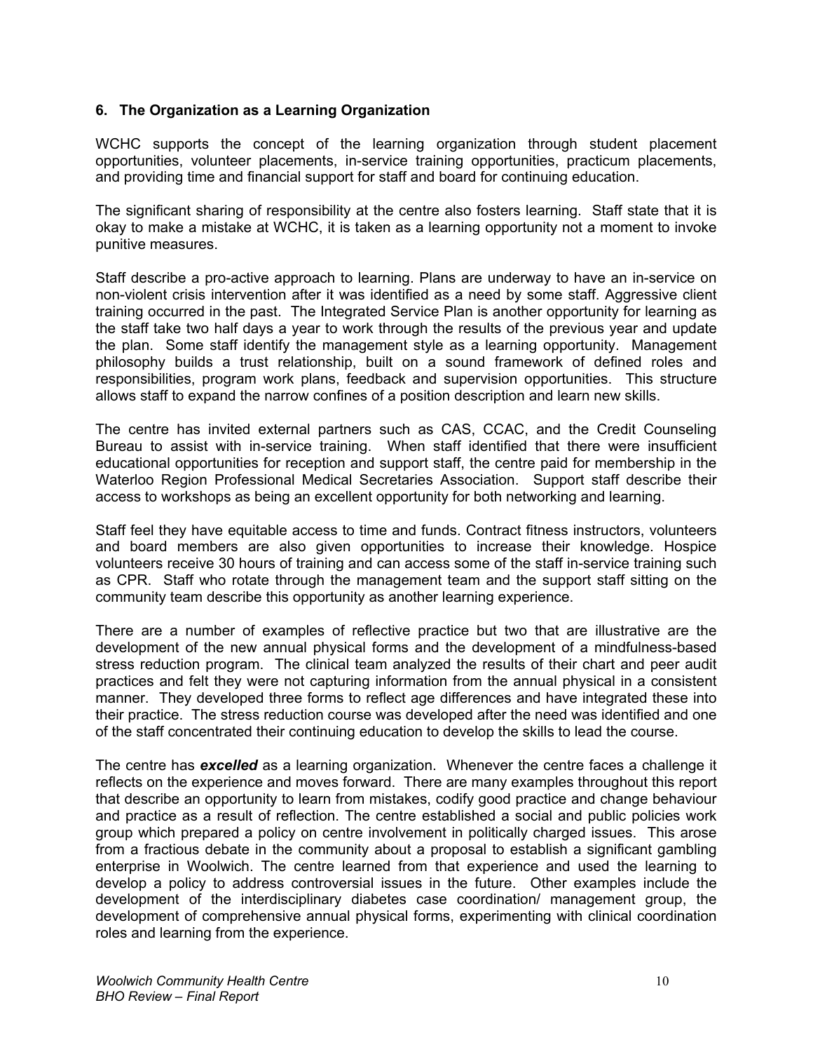## 6. The Organization as a Learning Organization

WCHC supports the concept of the learning organization through student placement opportunities, volunteer placements, in-service training opportunities, practicum placements, and providing time and financial support for staff and board for continuing education.

The significant sharing of responsibility at the centre also fosters learning. Staff state that it is okay to make a mistake at WCHC, it is taken as a learning opportunity not a moment to invoke punitive measures.

Staff describe a pro-active approach to learning. Plans are underway to have an in-service on non-violent crisis intervention after it was identified as a need by some staff. Aggressive client training occurred in the past. The Integrated Service Plan is another opportunity for learning as the staff take two half days a year to work through the results of the previous year and update the plan. Some staff identify the management style as a learning opportunity. Management philosophy builds a trust relationship, built on a sound framework of defined roles and responsibilities, program work plans, feedback and supervision opportunities. This structure allows staff to expand the narrow confines of a position description and learn new skills.

The centre has invited external partners such as CAS, CCAC, and the Credit Counseling Bureau to assist with in-service training. When staff identified that there were insufficient educational opportunities for reception and support staff, the centre paid for membership in the Waterloo Region Professional Medical Secretaries Association. Support staff describe their access to workshops as being an excellent opportunity for both networking and learning.

Staff feel they have equitable access to time and funds. Contract fitness instructors, volunteers and board members are also given opportunities to increase their knowledge. Hospice volunteers receive 30 hours of training and can access some of the staff in-service training such as CPR. Staff who rotate through the management team and the support staff sitting on the community team describe this opportunity as another learning experience.

There are a number of examples of reflective practice but two that are illustrative are the development of the new annual physical forms and the development of a mindfulness-based stress reduction program. The clinical team analyzed the results of their chart and peer audit practices and felt they were not capturing information from the annual physical in a consistent manner. They developed three forms to reflect age differences and have integrated these into their practice. The stress reduction course was developed after the need was identified and one of the staff concentrated their continuing education to develop the skills to lead the course.

The centre has ***excelled*** as a learning organization. Whenever the centre faces a challenge it reflects on the experience and moves forward. There are many examples throughout this report that describe an opportunity to learn from mistakes, codify good practice and change behaviour and practice as a result of reflection. The centre established a social and public policies work group which prepared a policy on centre involvement in politically charged issues. This arose from a fractious debate in the community about a proposal to establish a significant gambling enterprise in Woolwich. The centre learned from that experience and used the learning to develop a policy to address controversial issues in the future. Other examples include the development of the interdisciplinary diabetes case coordination/ management group, the development of comprehensive annual physical forms, experimenting with clinical coordination roles and learning from the experience.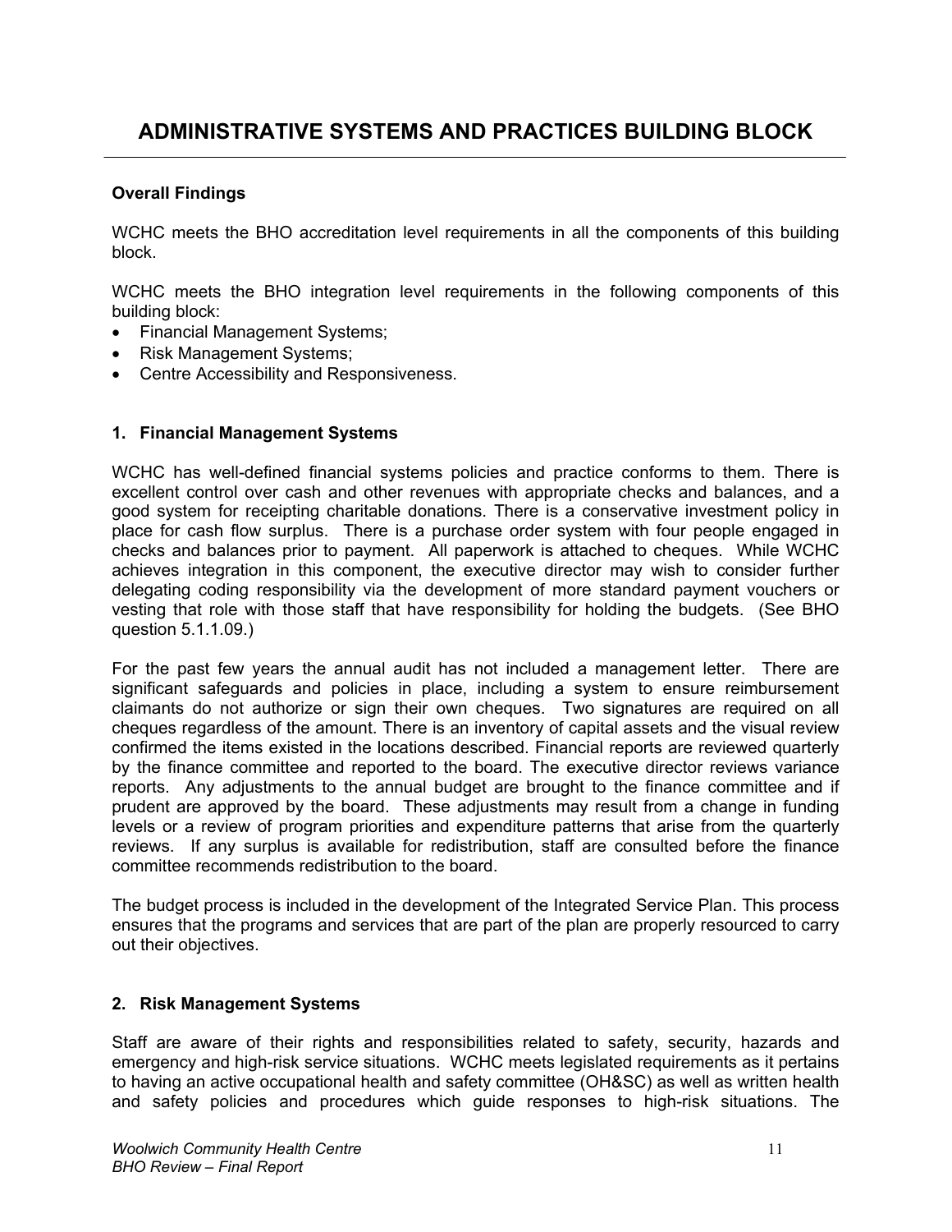# ADMINISTRATIVE SYSTEMS AND PRACTICES BUILDING BLOCK

**Overall Findings**

WCHC meets the BHO accreditation level requirements in all the components of this building block.

WCHC meets the BHO integration level requirements in the following components of this building block:

- Financial Management Systems;
- Risk Management Systems;
- Centre Accessibility and Responsiveness.

## 1. Financial Management Systems

WCHC has well-defined financial systems policies and practice conforms to them. There is excellent control over cash and other revenues with appropriate checks and balances, and a good system for receipting charitable donations. There is a conservative investment policy in place for cash flow surplus. There is a purchase order system with four people engaged in checks and balances prior to payment. All paperwork is attached to cheques. While WCHC achieves integration in this component, the executive director may wish to consider further delegating coding responsibility via the development of more standard payment vouchers or vesting that role with those staff that have responsibility for holding the budgets. (See BHO question 5.1.1.09.)

For the past few years the annual audit has not included a management letter. There are significant safeguards and policies in place, including a system to ensure reimbursement claimants do not authorize or sign their own cheques. Two signatures are required on all cheques regardless of the amount. There is an inventory of capital assets and the visual review confirmed the items existed in the locations described. Financial reports are reviewed quarterly by the finance committee and reported to the board. The executive director reviews variance reports. Any adjustments to the annual budget are brought to the finance committee and if prudent are approved by the board. These adjustments may result from a change in funding levels or a review of program priorities and expenditure patterns that arise from the quarterly reviews. If any surplus is available for redistribution, staff are consulted before the finance committee recommends redistribution to the board.

The budget process is included in the development of the Integrated Service Plan. This process ensures that the programs and services that are part of the plan are properly resourced to carry out their objectives.

## 2. Risk Management Systems

Staff are aware of their rights and responsibilities related to safety, security, hazards and emergency and high-risk service situations. WCHC meets legislated requirements as it pertains to having an active occupational health and safety committee (OH&SC) as well as written health and safety policies and procedures which guide responses to high-risk situations. The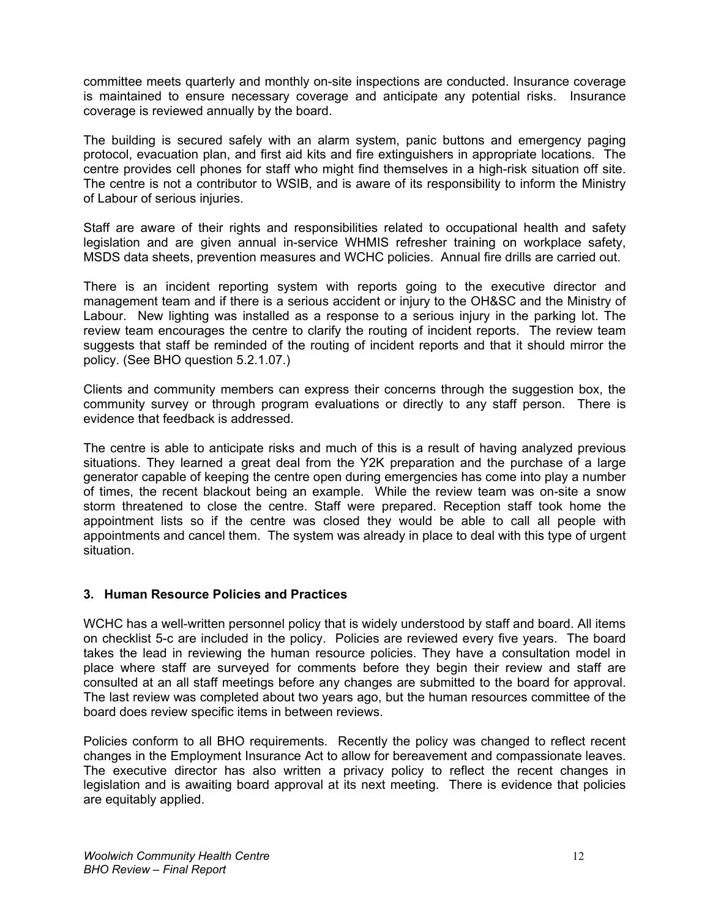committee meets quarterly and monthly on-site inspections are conducted. Insurance coverage is maintained to ensure necessary coverage and anticipate any potential risks. Insurance coverage is reviewed annually by the board.

The building is secured safely with an alarm system, panic buttons and emergency paging protocol, evacuation plan, and first aid kits and fire extinguishers in appropriate locations. The centre provides cell phones for staff who might find themselves in a high-risk situation off site. The centre is not a contributor to WSIB, and is aware of its responsibility to inform the Ministry of Labour of serious injuries.

Staff are aware of their rights and responsibilities related to occupational health and safety legislation and are given annual in-service WHMIS refresher training on workplace safety, MSDS data sheets, prevention measures and WCHC policies. Annual fire drills are carried out.

There is an incident reporting system with reports going to the executive director and management team and if there is a serious accident or injury to the OH&SC and the Ministry of Labour. New lighting was installed as a response to a serious injury in the parking lot. The review team encourages the centre to clarify the routing of incident reports. The review team suggests that staff be reminded of the routing of incident reports and that it should mirror the policy. (See BHO question 5.2.1.07.)

Clients and community members can express their concerns through the suggestion box, the community survey or through program evaluations or directly to any staff person. There is evidence that feedback is addressed.

The centre is able to anticipate risks and much of this is a result of having analyzed previous situations. They learned a great deal from the Y2K preparation and the purchase of a large generator capable of keeping the centre open during emergencies has come into play a number of times, the recent blackout being an example. While the review team was on-site a snow storm threatened to close the centre. Staff were prepared. Reception staff took home the appointment lists so if the centre was closed they would be able to call all people with appointments and cancel them. The system was already in place to deal with this type of urgent situation.

### 3. Human Resource Policies and Practices

WCHC has a well-written personnel policy that is widely understood by staff and board. All items on checklist 5-c are included in the policy. Policies are reviewed every five years. The board takes the lead in reviewing the human resource policies. They have a consultation model in place where staff are surveyed for comments before they begin their review and staff are consulted at an all staff meetings before any changes are submitted to the board for approval. The last review was completed about two years ago, but the human resources committee of the board does review specific items in between reviews.

Policies conform to all BHO requirements. Recently the policy was changed to reflect recent changes in the Employment Insurance Act to allow for bereavement and compassionate leaves. The executive director has also written a privacy policy to reflect the recent changes in legislation and is awaiting board approval at its next meeting. There is evidence that policies are equitably applied.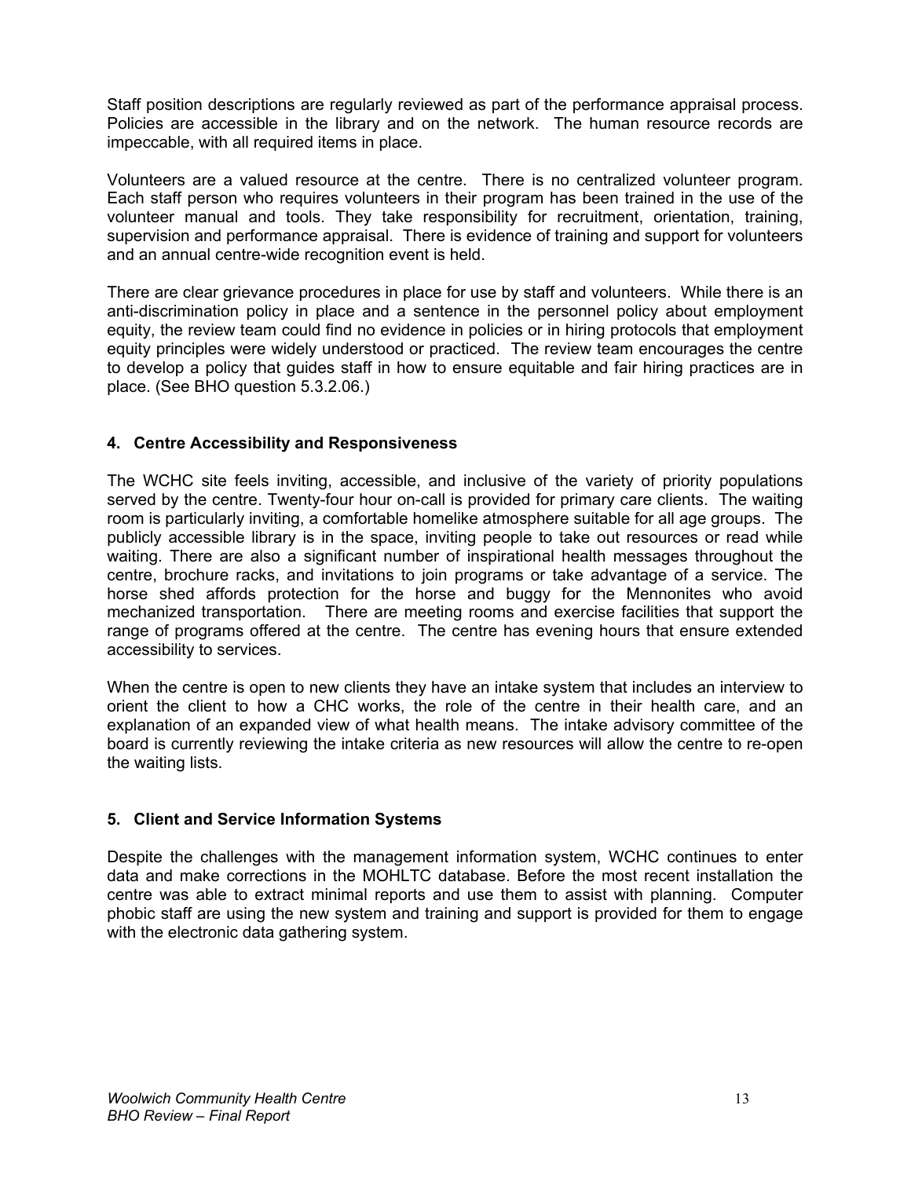Staff position descriptions are regularly reviewed as part of the performance appraisal process. Policies are accessible in the library and on the network. The human resource records are impeccable, with all required items in place.

Volunteers are a valued resource at the centre. There is no centralized volunteer program. Each staff person who requires volunteers in their program has been trained in the use of the volunteer manual and tools. They take responsibility for recruitment, orientation, training, supervision and performance appraisal. There is evidence of training and support for volunteers and an annual centre-wide recognition event is held.

There are clear grievance procedures in place for use by staff and volunteers. While there is an anti-discrimination policy in place and a sentence in the personnel policy about employment equity, the review team could find no evidence in policies or in hiring protocols that employment equity principles were widely understood or practiced. The review team encourages the centre to develop a policy that guides staff in how to ensure equitable and fair hiring practices are in place. (See BHO question 5.3.2.06.)

### 4. Centre Accessibility and Responsiveness

The WCHC site feels inviting, accessible, and inclusive of the variety of priority populations served by the centre. Twenty-four hour on-call is provided for primary care clients. The waiting room is particularly inviting, a comfortable homelike atmosphere suitable for all age groups. The publicly accessible library is in the space, inviting people to take out resources or read while waiting. There are also a significant number of inspirational health messages throughout the centre, brochure racks, and invitations to join programs or take advantage of a service. The horse shed affords protection for the horse and buggy for the Mennonites who avoid mechanized transportation. There are meeting rooms and exercise facilities that support the range of programs offered at the centre. The centre has evening hours that ensure extended accessibility to services.

When the centre is open to new clients they have an intake system that includes an interview to orient the client to how a CHC works, the role of the centre in their health care, and an explanation of an expanded view of what health means. The intake advisory committee of the board is currently reviewing the intake criteria as new resources will allow the centre to re-open the waiting lists.

### 5. Client and Service Information Systems

Despite the challenges with the management information system, WCHC continues to enter data and make corrections in the MOHLTC database. Before the most recent installation the centre was able to extract minimal reports and use them to assist with planning. Computer phobic staff are using the new system and training and support is provided for them to engage with the electronic data gathering system.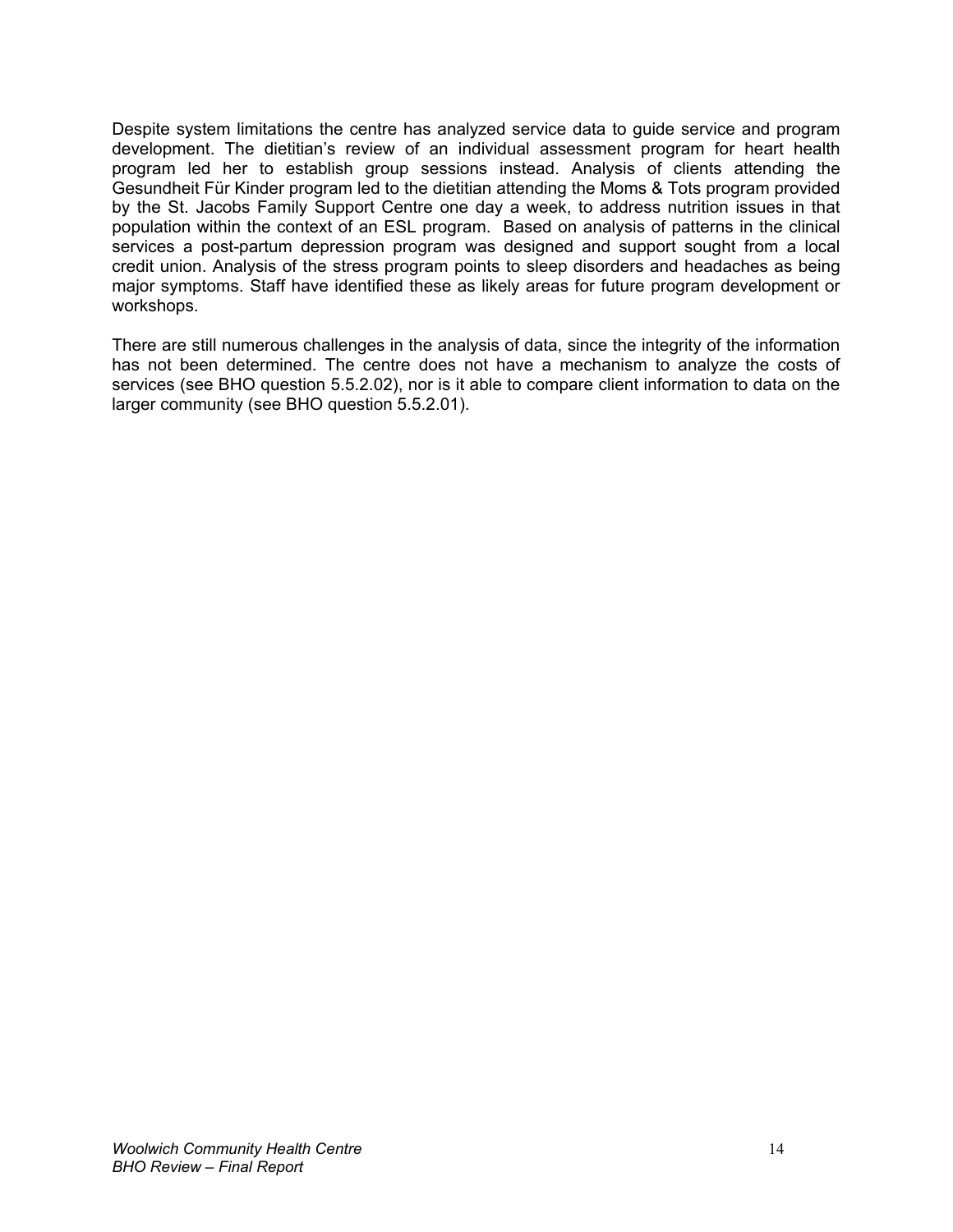Despite system limitations the centre has analyzed service data to guide service and program development. The dietitian's review of an individual assessment program for heart health program led her to establish group sessions instead. Analysis of clients attending the Gesundheit Für Kinder program led to the dietitian attending the Moms & Tots program provided by the St. Jacobs Family Support Centre one day a week, to address nutrition issues in that population within the context of an ESL program. Based on analysis of patterns in the clinical services a post-partum depression program was designed and support sought from a local credit union. Analysis of the stress program points to sleep disorders and headaches as being major symptoms. Staff have identified these as likely areas for future program development or workshops.

There are still numerous challenges in the analysis of data, since the integrity of the information has not been determined. The centre does not have a mechanism to analyze the costs of services (see BHO question 5.5.2.02), nor is it able to compare client information to data on the larger community (see BHO question 5.5.2.01).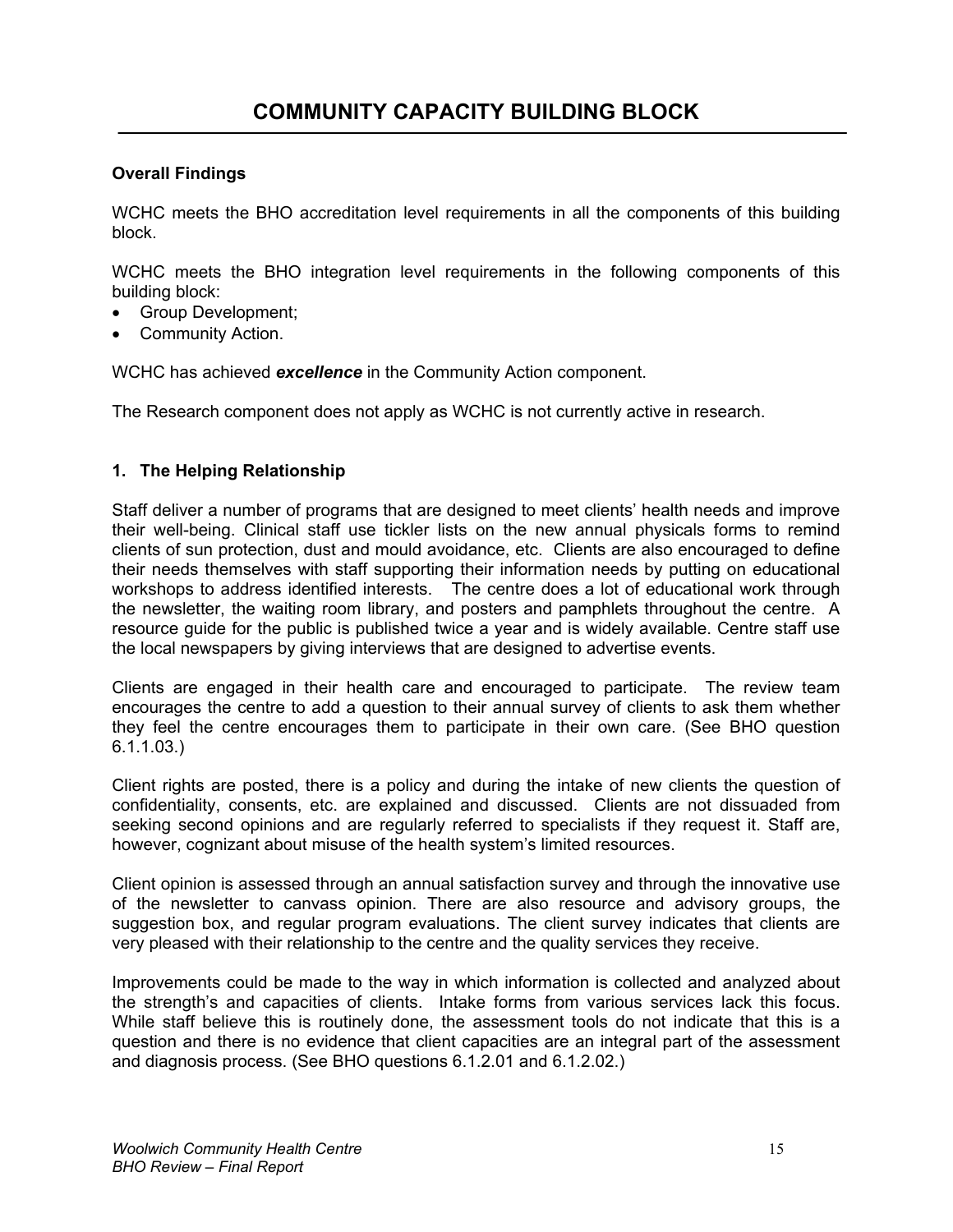# COMMUNITY CAPACITY BUILDING BLOCK

**Overall Findings**

WCHC meets the BHO accreditation level requirements in all the components of this building block.

WCHC meets the BHO integration level requirements in the following components of this building block:

- Group Development;
- Community Action.

WCHC has achieved ***excellence*** in the Community Action component.

The Research component does not apply as WCHC is not currently active in research.

**1. The Helping Relationship**

Staff deliver a number of programs that are designed to meet clients' health needs and improve their well-being. Clinical staff use tickler lists on the new annual physicals forms to remind clients of sun protection, dust and mould avoidance, etc. Clients are also encouraged to define their needs themselves with staff supporting their information needs by putting on educational workshops to address identified interests. The centre does a lot of educational work through the newsletter, the waiting room library, and posters and pamphlets throughout the centre. A resource guide for the public is published twice a year and is widely available. Centre staff use the local newspapers by giving interviews that are designed to advertise events.

Clients are engaged in their health care and encouraged to participate. The review team encourages the centre to add a question to their annual survey of clients to ask them whether they feel the centre encourages them to participate in their own care. (See BHO question 6.1.1.03.)

Client rights are posted, there is a policy and during the intake of new clients the question of confidentiality, consents, etc. are explained and discussed. Clients are not dissuaded from seeking second opinions and are regularly referred to specialists if they request it. Staff are, however, cognizant about misuse of the health system's limited resources.

Client opinion is assessed through an annual satisfaction survey and through the innovative use of the newsletter to canvass opinion. There are also resource and advisory groups, the suggestion box, and regular program evaluations. The client survey indicates that clients are very pleased with their relationship to the centre and the quality services they receive.

Improvements could be made to the way in which information is collected and analyzed about the strength's and capacities of clients. Intake forms from various services lack this focus. While staff believe this is routinely done, the assessment tools do not indicate that this is a question and there is no evidence that client capacities are an integral part of the assessment and diagnosis process. (See BHO questions 6.1.2.01 and 6.1.2.02.)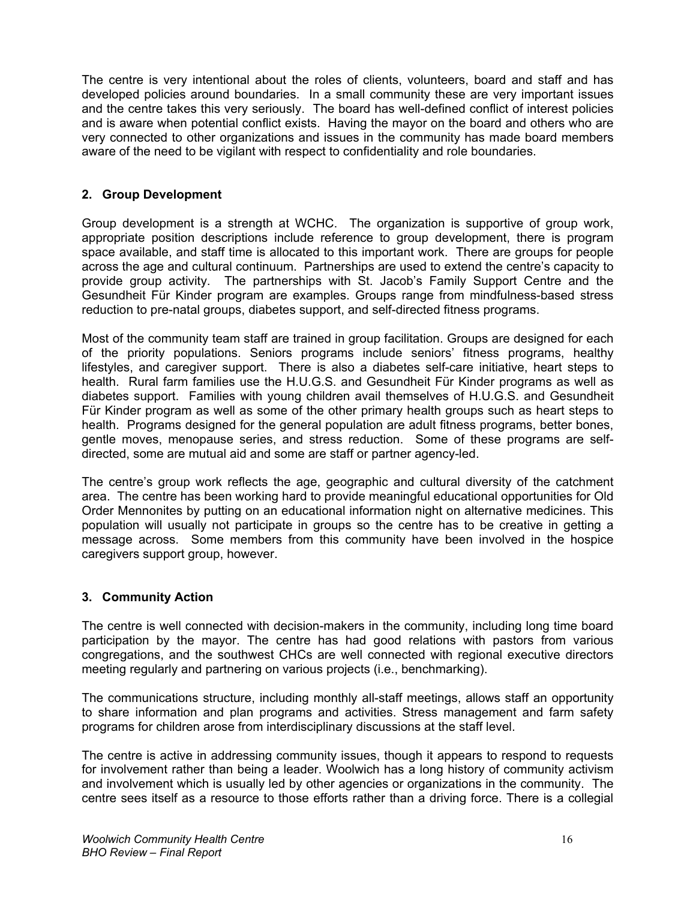The centre is very intentional about the roles of clients, volunteers, board and staff and has developed policies around boundaries. In a small community these are very important issues and the centre takes this very seriously. The board has well-defined conflict of interest policies and is aware when potential conflict exists. Having the mayor on the board and others who are very connected to other organizations and issues in the community has made board members aware of the need to be vigilant with respect to confidentiality and role boundaries.

### 2. Group Development

Group development is a strength at WCHC. The organization is supportive of group work, appropriate position descriptions include reference to group development, there is program space available, and staff time is allocated to this important work. There are groups for people across the age and cultural continuum. Partnerships are used to extend the centre's capacity to provide group activity. The partnerships with St. Jacob's Family Support Centre and the Gesundheit Für Kinder program are examples. Groups range from mindfulness-based stress reduction to pre-natal groups, diabetes support, and self-directed fitness programs.

Most of the community team staff are trained in group facilitation. Groups are designed for each of the priority populations. Seniors programs include seniors' fitness programs, healthy lifestyles, and caregiver support. There is also a diabetes self-care initiative, heart steps to health. Rural farm families use the H.U.G.S. and Gesundheit Für Kinder programs as well as diabetes support. Families with young children avail themselves of H.U.G.S. and Gesundheit Für Kinder program as well as some of the other primary health groups such as heart steps to health. Programs designed for the general population are adult fitness programs, better bones, gentle moves, menopause series, and stress reduction. Some of these programs are self-directed, some are mutual aid and some are staff or partner agency-led.

The centre's group work reflects the age, geographic and cultural diversity of the catchment area. The centre has been working hard to provide meaningful educational opportunities for Old Order Mennonites by putting on an educational information night on alternative medicines. This population will usually not participate in groups so the centre has to be creative in getting a message across. Some members from this community have been involved in the hospice caregivers support group, however.

### 3. Community Action

The centre is well connected with decision-makers in the community, including long time board participation by the mayor. The centre has had good relations with pastors from various congregations, and the southwest CHCs are well connected with regional executive directors meeting regularly and partnering on various projects (i.e., benchmarking).

The communications structure, including monthly all-staff meetings, allows staff an opportunity to share information and plan programs and activities. Stress management and farm safety programs for children arose from interdisciplinary discussions at the staff level.

The centre is active in addressing community issues, though it appears to respond to requests for involvement rather than being a leader. Woolwich has a long history of community activism and involvement which is usually led by other agencies or organizations in the community. The centre sees itself as a resource to those efforts rather than a driving force. There is a collegial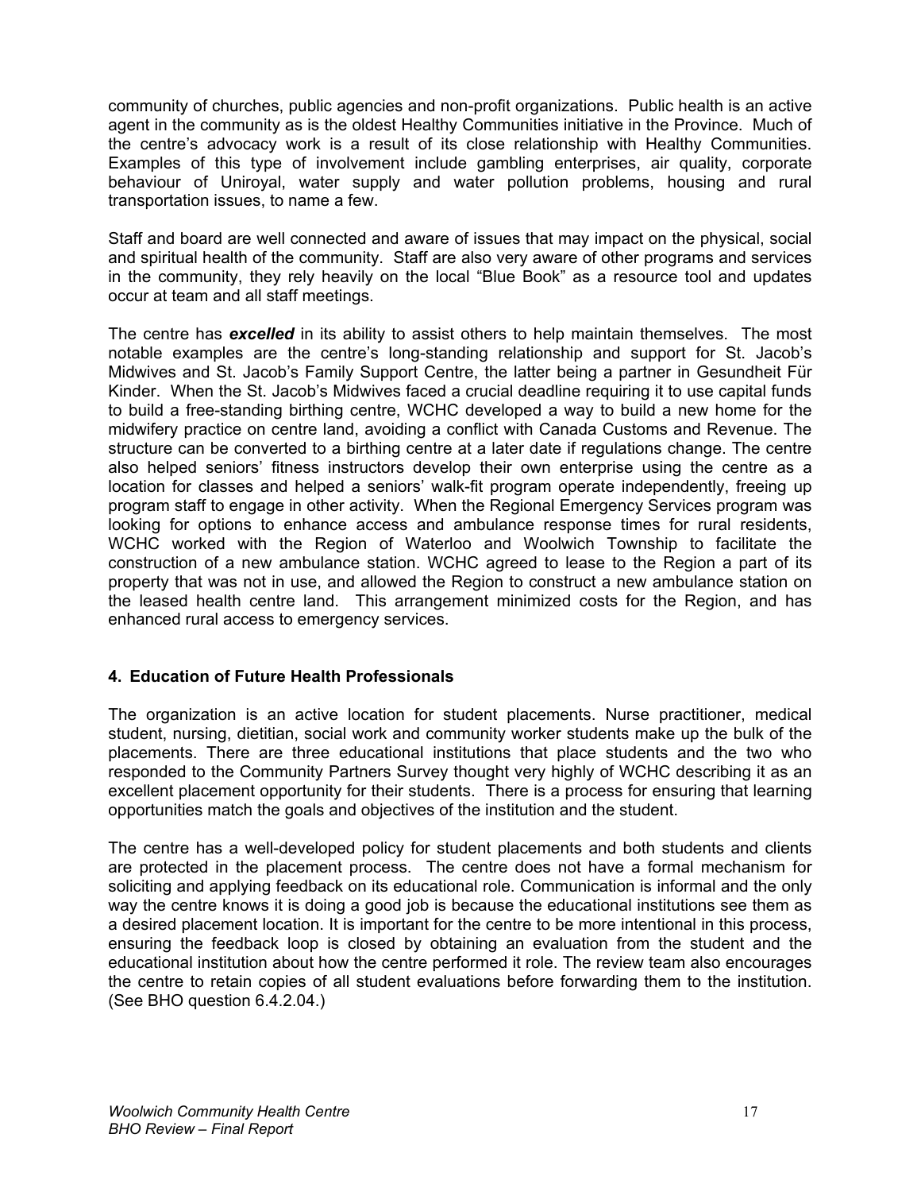community of churches, public agencies and non-profit organizations. Public health is an active agent in the community as is the oldest Healthy Communities initiative in the Province. Much of the centre's advocacy work is a result of its close relationship with Healthy Communities. Examples of this type of involvement include gambling enterprises, air quality, corporate behaviour of Uniroyal, water supply and water pollution problems, housing and rural transportation issues, to name a few.

Staff and board are well connected and aware of issues that may impact on the physical, social and spiritual health of the community. Staff are also very aware of other programs and services in the community, they rely heavily on the local "Blue Book" as a resource tool and updates occur at team and all staff meetings.

The centre has ***excelled*** in its ability to assist others to help maintain themselves. The most notable examples are the centre's long-standing relationship and support for St. Jacob's Midwives and St. Jacob's Family Support Centre, the latter being a partner in Gesundheit Für Kinder. When the St. Jacob's Midwives faced a crucial deadline requiring it to use capital funds to build a free-standing birthing centre, WCHC developed a way to build a new home for the midwifery practice on centre land, avoiding a conflict with Canada Customs and Revenue. The structure can be converted to a birthing centre at a later date if regulations change. The centre also helped seniors' fitness instructors develop their own enterprise using the centre as a location for classes and helped a seniors' walk-fit program operate independently, freeing up program staff to engage in other activity. When the Regional Emergency Services program was looking for options to enhance access and ambulance response times for rural residents, WCHC worked with the Region of Waterloo and Woolwich Township to facilitate the construction of a new ambulance station. WCHC agreed to lease to the Region a part of its property that was not in use, and allowed the Region to construct a new ambulance station on the leased health centre land. This arrangement minimized costs for the Region, and has enhanced rural access to emergency services.

#### 4. Education of Future Health Professionals

The organization is an active location for student placements. Nurse practitioner, medical student, nursing, dietitian, social work and community worker students make up the bulk of the placements. There are three educational institutions that place students and the two who responded to the Community Partners Survey thought very highly of WCHC describing it as an excellent placement opportunity for their students. There is a process for ensuring that learning opportunities match the goals and objectives of the institution and the student.

The centre has a well-developed policy for student placements and both students and clients are protected in the placement process. The centre does not have a formal mechanism for soliciting and applying feedback on its educational role. Communication is informal and the only way the centre knows it is doing a good job is because the educational institutions see them as a desired placement location. It is important for the centre to be more intentional in this process, ensuring the feedback loop is closed by obtaining an evaluation from the student and the educational institution about how the centre performed it role. The review team also encourages the centre to retain copies of all student evaluations before forwarding them to the institution. (See BHO question 6.4.2.04.)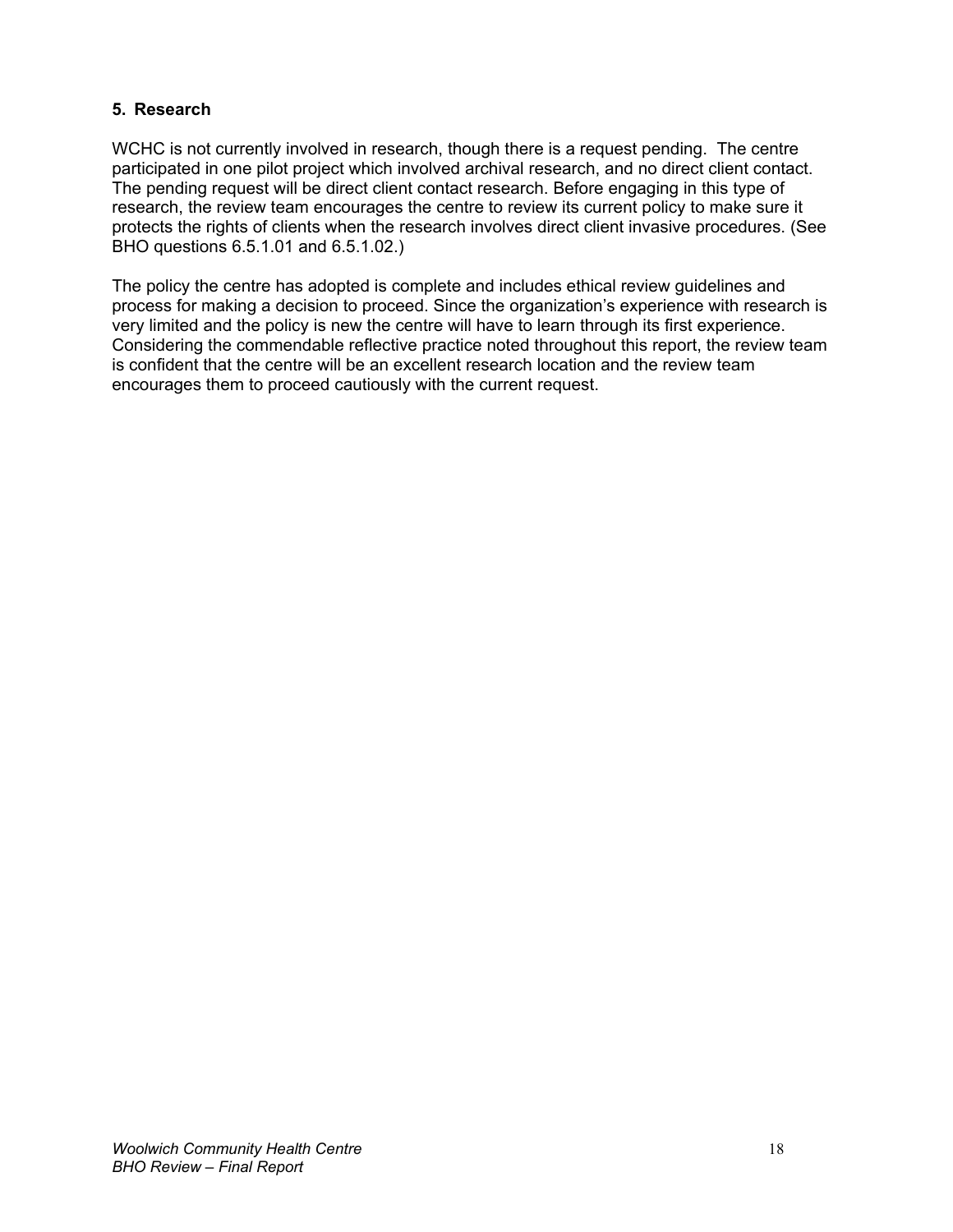## 5. Research

WCHC is not currently involved in research, though there is a request pending. The centre participated in one pilot project which involved archival research, and no direct client contact. The pending request will be direct client contact research. Before engaging in this type of research, the review team encourages the centre to review its current policy to make sure it protects the rights of clients when the research involves direct client invasive procedures. (See BHO questions 6.5.1.01 and 6.5.1.02.)

The policy the centre has adopted is complete and includes ethical review guidelines and process for making a decision to proceed. Since the organization's experience with research is very limited and the policy is new the centre will have to learn through its first experience. Considering the commendable reflective practice noted throughout this report, the review team is confident that the centre will be an excellent research location and the review team encourages them to proceed cautiously with the current request.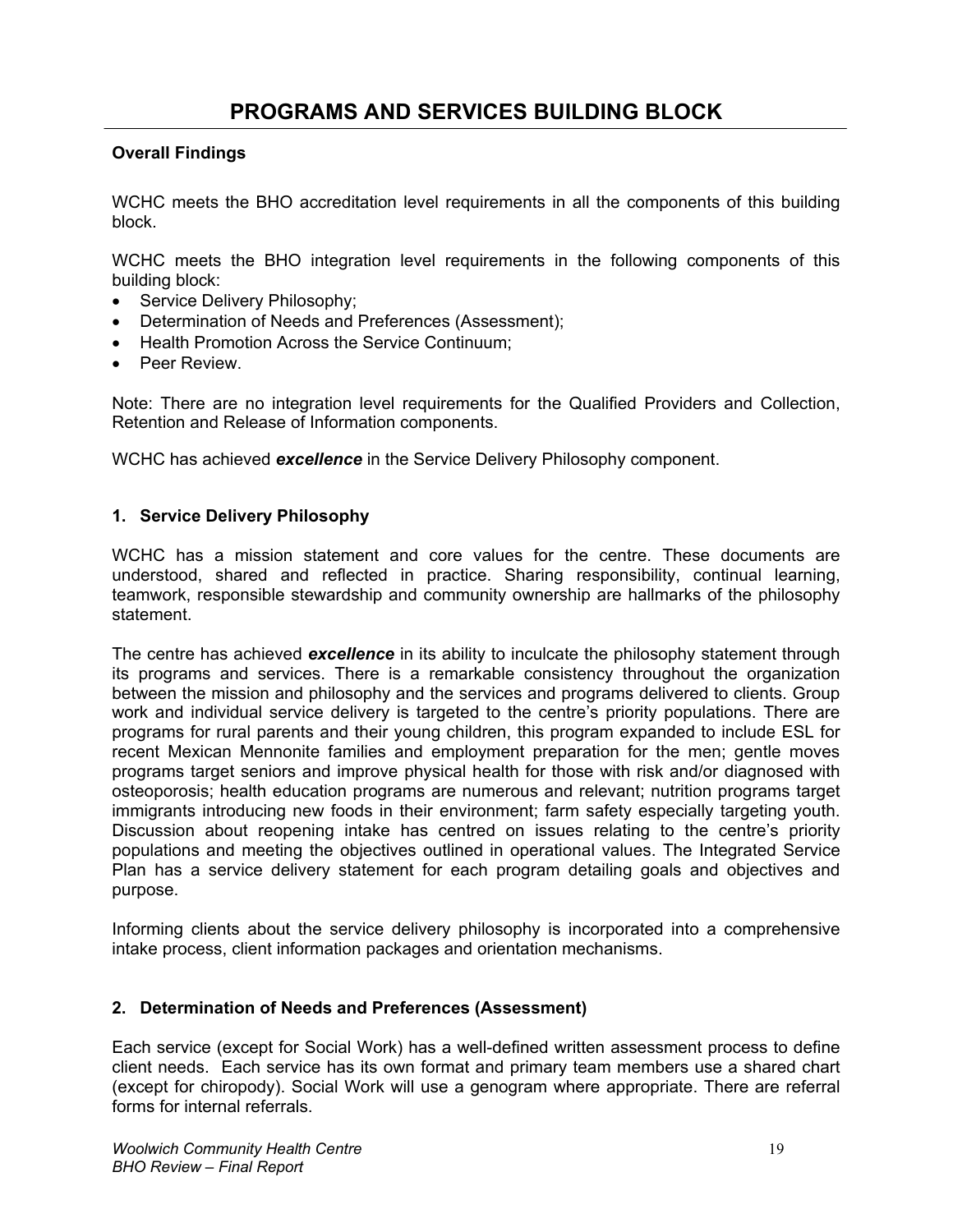# PROGRAMS AND SERVICES BUILDING BLOCK

**Overall Findings**

WCHC meets the BHO accreditation level requirements in all the components of this building block.

WCHC meets the BHO integration level requirements in the following components of this building block:

- Service Delivery Philosophy;
- Determination of Needs and Preferences (Assessment);
- Health Promotion Across the Service Continuum;
- Peer Review.

Note: There are no integration level requirements for the Qualified Providers and Collection, Retention and Release of Information components.

WCHC has achieved ***excellence*** in the Service Delivery Philosophy component.

## 1. Service Delivery Philosophy

WCHC has a mission statement and core values for the centre. These documents are understood, shared and reflected in practice. Sharing responsibility, continual learning, teamwork, responsible stewardship and community ownership are hallmarks of the philosophy statement.

The centre has achieved ***excellence*** in its ability to inculcate the philosophy statement through its programs and services. There is a remarkable consistency throughout the organization between the mission and philosophy and the services and programs delivered to clients. Group work and individual service delivery is targeted to the centre's priority populations. There are programs for rural parents and their young children, this program expanded to include ESL for recent Mexican Mennonite families and employment preparation for the men; gentle moves programs target seniors and improve physical health for those with risk and/or diagnosed with osteoporosis; health education programs are numerous and relevant; nutrition programs target immigrants introducing new foods in their environment; farm safety especially targeting youth. Discussion about reopening intake has centred on issues relating to the centre's priority populations and meeting the objectives outlined in operational values. The Integrated Service Plan has a service delivery statement for each program detailing goals and objectives and purpose.

Informing clients about the service delivery philosophy is incorporated into a comprehensive intake process, client information packages and orientation mechanisms.

## 2. Determination of Needs and Preferences (Assessment)

Each service (except for Social Work) has a well-defined written assessment process to define client needs. Each service has its own format and primary team members use a shared chart (except for chiropody). Social Work will use a genogram where appropriate. There are referral forms for internal referrals.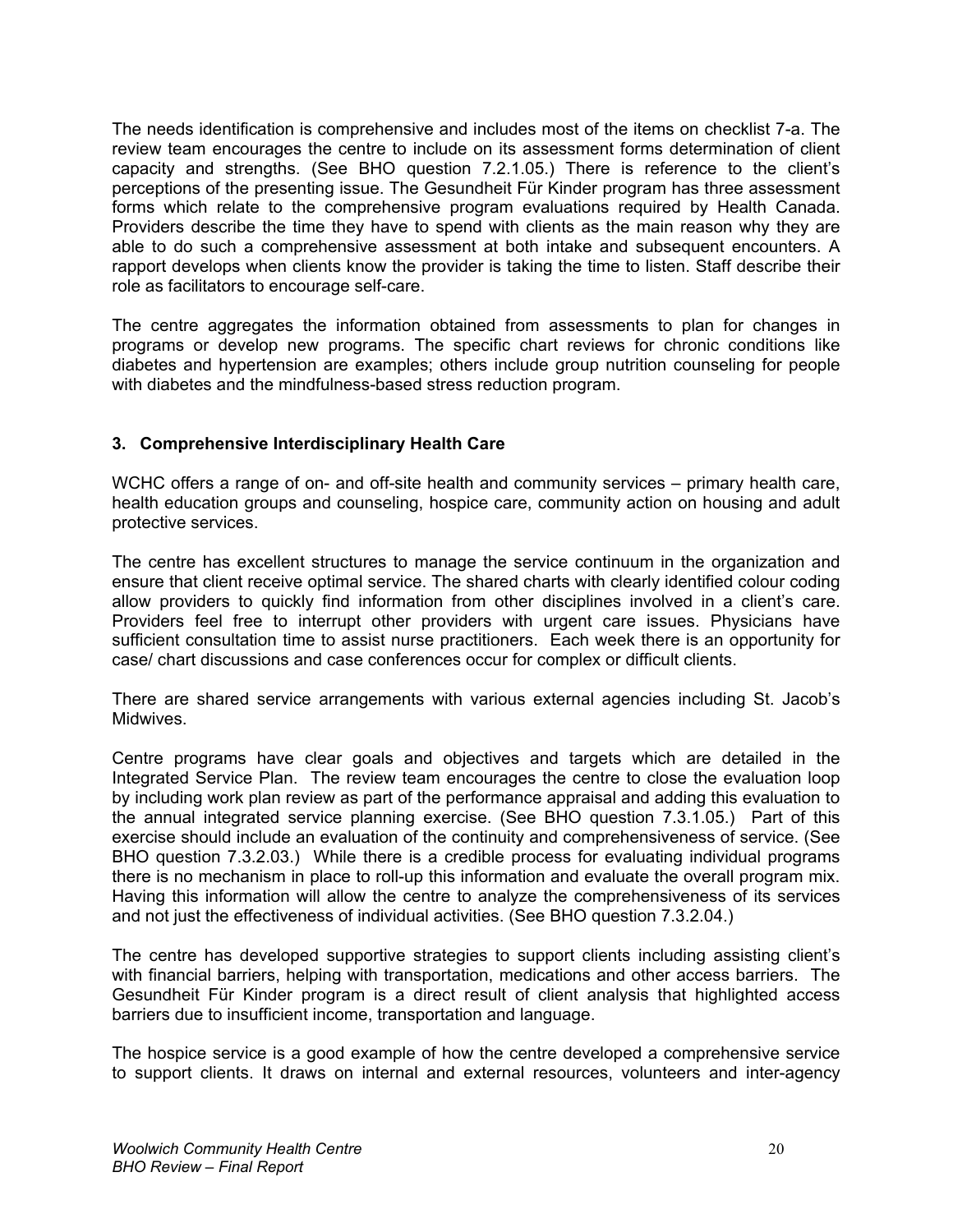The needs identification is comprehensive and includes most of the items on checklist 7-a. The review team encourages the centre to include on its assessment forms determination of client capacity and strengths. (See BHO question 7.2.1.05.) There is reference to the client's perceptions of the presenting issue. The Gesundheit Für Kinder program has three assessment forms which relate to the comprehensive program evaluations required by Health Canada. Providers describe the time they have to spend with clients as the main reason why they are able to do such a comprehensive assessment at both intake and subsequent encounters. A rapport develops when clients know the provider is taking the time to listen. Staff describe their role as facilitators to encourage self-care.

The centre aggregates the information obtained from assessments to plan for changes in programs or develop new programs. The specific chart reviews for chronic conditions like diabetes and hypertension are examples; others include group nutrition counseling for people with diabetes and the mindfulness-based stress reduction program.

### 3. Comprehensive Interdisciplinary Health Care

WCHC offers a range of on- and off-site health and community services – primary health care, health education groups and counseling, hospice care, community action on housing and adult protective services.

The centre has excellent structures to manage the service continuum in the organization and ensure that client receive optimal service. The shared charts with clearly identified colour coding allow providers to quickly find information from other disciplines involved in a client's care. Providers feel free to interrupt other providers with urgent care issues. Physicians have sufficient consultation time to assist nurse practitioners. Each week there is an opportunity for case/ chart discussions and case conferences occur for complex or difficult clients.

There are shared service arrangements with various external agencies including St. Jacob's Midwives.

Centre programs have clear goals and objectives and targets which are detailed in the Integrated Service Plan. The review team encourages the centre to close the evaluation loop by including work plan review as part of the performance appraisal and adding this evaluation to the annual integrated service planning exercise. (See BHO question 7.3.1.05.) Part of this exercise should include an evaluation of the continuity and comprehensiveness of service. (See BHO question 7.3.2.03.) While there is a credible process for evaluating individual programs there is no mechanism in place to roll-up this information and evaluate the overall program mix. Having this information will allow the centre to analyze the comprehensiveness of its services and not just the effectiveness of individual activities. (See BHO question 7.3.2.04.)

The centre has developed supportive strategies to support clients including assisting client's with financial barriers, helping with transportation, medications and other access barriers. The Gesundheit Für Kinder program is a direct result of client analysis that highlighted access barriers due to insufficient income, transportation and language.

The hospice service is a good example of how the centre developed a comprehensive service to support clients. It draws on internal and external resources, volunteers and inter-agency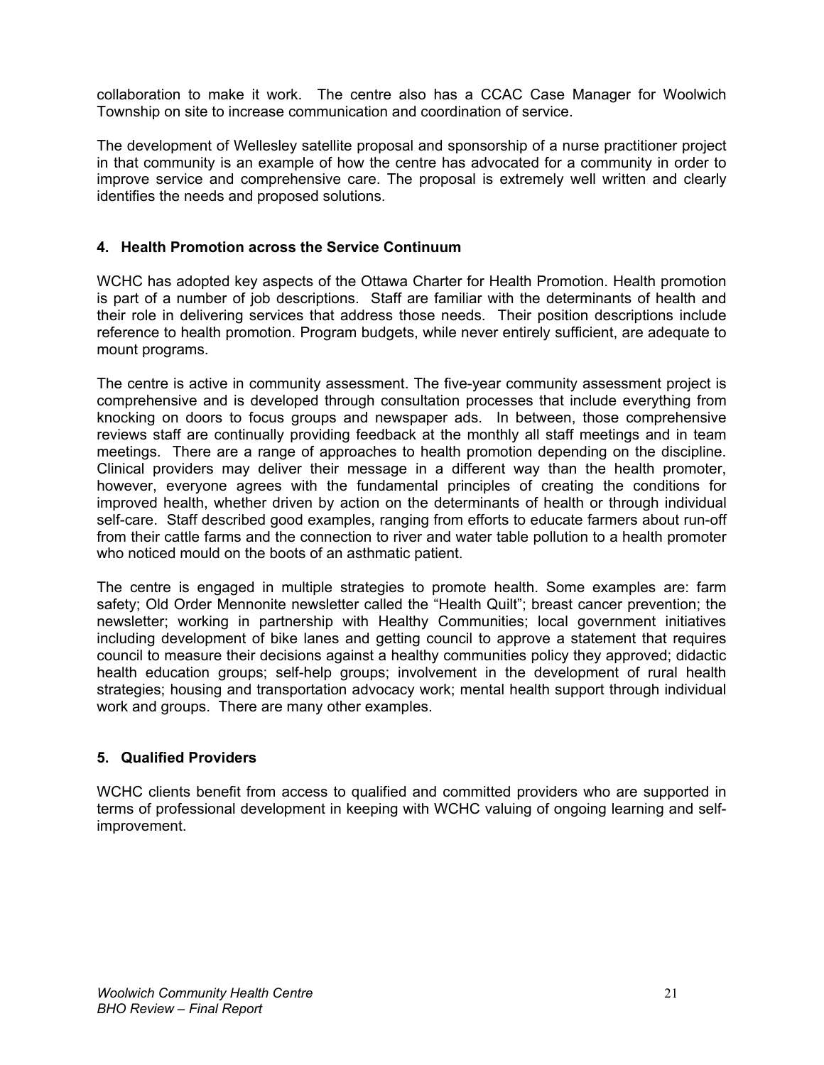collaboration to make it work. The centre also has a CCAC Case Manager for Woolwich Township on site to increase communication and coordination of service.

The development of Wellesley satellite proposal and sponsorship of a nurse practitioner project in that community is an example of how the centre has advocated for a community in order to improve service and comprehensive care. The proposal is extremely well written and clearly identifies the needs and proposed solutions.

### 4. Health Promotion across the Service Continuum

WCHC has adopted key aspects of the Ottawa Charter for Health Promotion. Health promotion is part of a number of job descriptions. Staff are familiar with the determinants of health and their role in delivering services that address those needs. Their position descriptions include reference to health promotion. Program budgets, while never entirely sufficient, are adequate to mount programs.

The centre is active in community assessment. The five-year community assessment project is comprehensive and is developed through consultation processes that include everything from knocking on doors to focus groups and newspaper ads. In between, those comprehensive reviews staff are continually providing feedback at the monthly all staff meetings and in team meetings. There are a range of approaches to health promotion depending on the discipline. Clinical providers may deliver their message in a different way than the health promoter, however, everyone agrees with the fundamental principles of creating the conditions for improved health, whether driven by action on the determinants of health or through individual self-care. Staff described good examples, ranging from efforts to educate farmers about run-off from their cattle farms and the connection to river and water table pollution to a health promoter who noticed mould on the boots of an asthmatic patient.

The centre is engaged in multiple strategies to promote health. Some examples are: farm safety; Old Order Mennonite newsletter called the "Health Quilt"; breast cancer prevention; the newsletter; working in partnership with Healthy Communities; local government initiatives including development of bike lanes and getting council to approve a statement that requires council to measure their decisions against a healthy communities policy they approved; didactic health education groups; self-help groups; involvement in the development of rural health strategies; housing and transportation advocacy work; mental health support through individual work and groups. There are many other examples.

### 5. Qualified Providers

WCHC clients benefit from access to qualified and committed providers who are supported in terms of professional development in keeping with WCHC valuing of ongoing learning and self-improvement.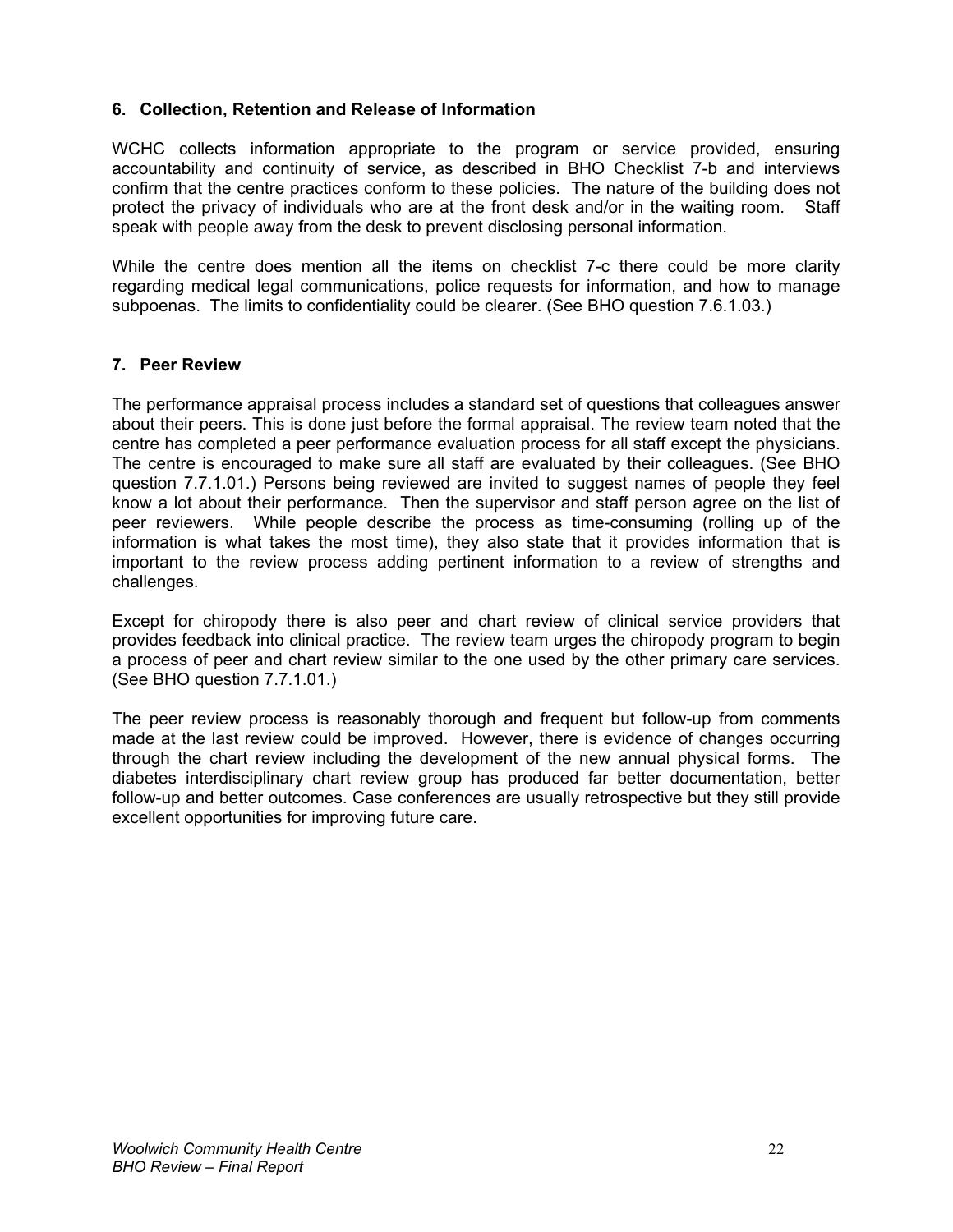### 6. Collection, Retention and Release of Information

WCHC collects information appropriate to the program or service provided, ensuring accountability and continuity of service, as described in BHO Checklist 7-b and interviews confirm that the centre practices conform to these policies. The nature of the building does not protect the privacy of individuals who are at the front desk and/or in the waiting room. Staff speak with people away from the desk to prevent disclosing personal information.

While the centre does mention all the items on checklist 7-c there could be more clarity regarding medical legal communications, police requests for information, and how to manage subpoenas. The limits to confidentiality could be clearer. (See BHO question 7.6.1.03.)

### 7. Peer Review

The performance appraisal process includes a standard set of questions that colleagues answer about their peers. This is done just before the formal appraisal. The review team noted that the centre has completed a peer performance evaluation process for all staff except the physicians. The centre is encouraged to make sure all staff are evaluated by their colleagues. (See BHO question 7.7.1.01.) Persons being reviewed are invited to suggest names of people they feel know a lot about their performance. Then the supervisor and staff person agree on the list of peer reviewers. While people describe the process as time-consuming (rolling up of the information is what takes the most time), they also state that it provides information that is important to the review process adding pertinent information to a review of strengths and challenges.

Except for chiropody there is also peer and chart review of clinical service providers that provides feedback into clinical practice. The review team urges the chiropody program to begin a process of peer and chart review similar to the one used by the other primary care services. (See BHO question 7.7.1.01.)

The peer review process is reasonably thorough and frequent but follow-up from comments made at the last review could be improved. However, there is evidence of changes occurring through the chart review including the development of the new annual physical forms. The diabetes interdisciplinary chart review group has produced far better documentation, better follow-up and better outcomes. Case conferences are usually retrospective but they still provide excellent opportunities for improving future care.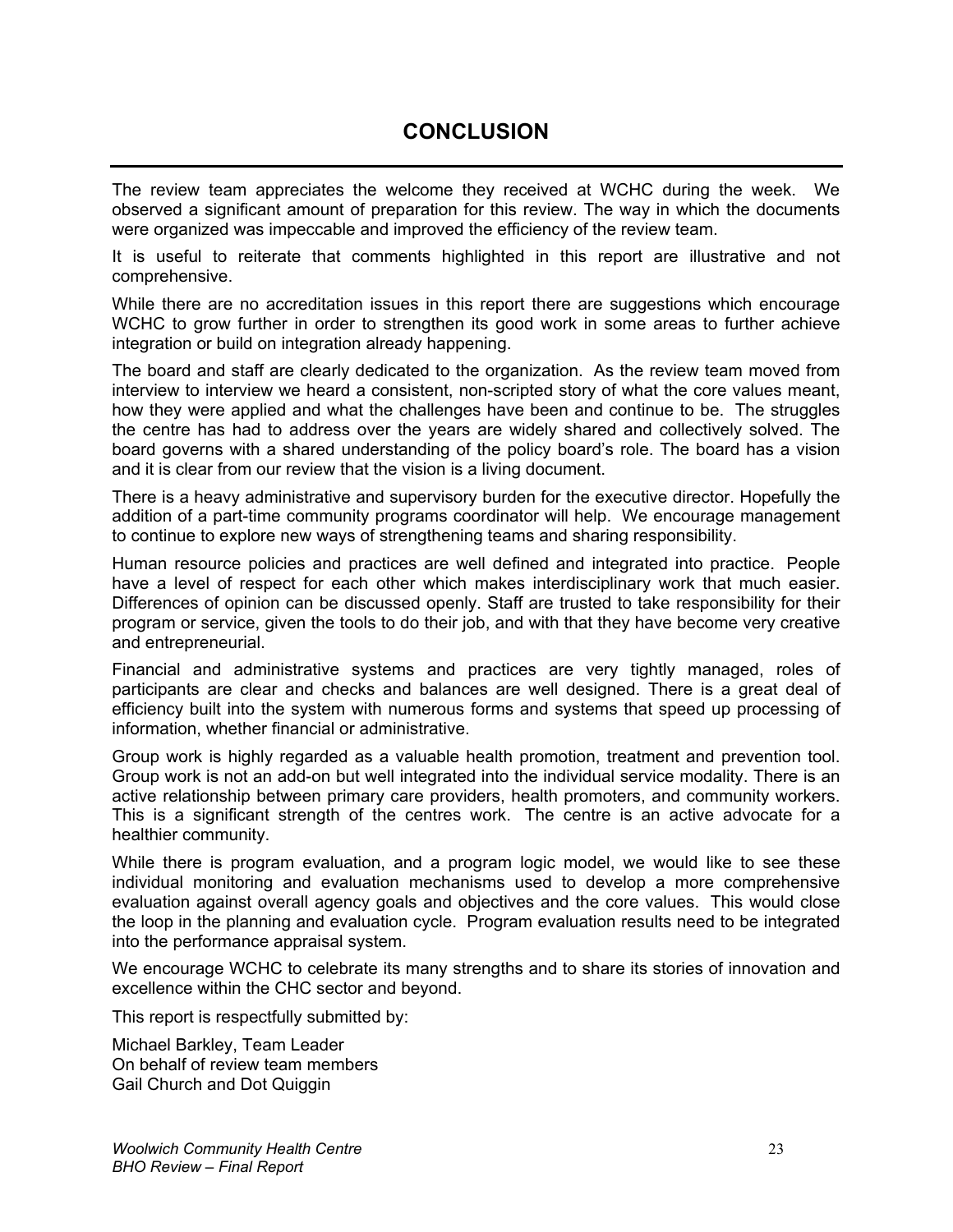# CONCLUSION

The review team appreciates the welcome they received at WCHC during the week. We observed a significant amount of preparation for this review. The way in which the documents were organized was impeccable and improved the efficiency of the review team.

It is useful to reiterate that comments highlighted in this report are illustrative and not comprehensive.

While there are no accreditation issues in this report there are suggestions which encourage WCHC to grow further in order to strengthen its good work in some areas to further achieve integration or build on integration already happening.

The board and staff are clearly dedicated to the organization. As the review team moved from interview to interview we heard a consistent, non-scripted story of what the core values meant, how they were applied and what the challenges have been and continue to be. The struggles the centre has had to address over the years are widely shared and collectively solved. The board governs with a shared understanding of the policy board's role. The board has a vision and it is clear from our review that the vision is a living document.

There is a heavy administrative and supervisory burden for the executive director. Hopefully the addition of a part-time community programs coordinator will help. We encourage management to continue to explore new ways of strengthening teams and sharing responsibility.

Human resource policies and practices are well defined and integrated into practice. People have a level of respect for each other which makes interdisciplinary work that much easier. Differences of opinion can be discussed openly. Staff are trusted to take responsibility for their program or service, given the tools to do their job, and with that they have become very creative and entrepreneurial.

Financial and administrative systems and practices are very tightly managed, roles of participants are clear and checks and balances are well designed. There is a great deal of efficiency built into the system with numerous forms and systems that speed up processing of information, whether financial or administrative.

Group work is highly regarded as a valuable health promotion, treatment and prevention tool. Group work is not an add-on but well integrated into the individual service modality. There is an active relationship between primary care providers, health promoters, and community workers. This is a significant strength of the centres work. The centre is an active advocate for a healthier community.

While there is program evaluation, and a program logic model, we would like to see these individual monitoring and evaluation mechanisms used to develop a more comprehensive evaluation against overall agency goals and objectives and the core values. This would close the loop in the planning and evaluation cycle. Program evaluation results need to be integrated into the performance appraisal system.

We encourage WCHC to celebrate its many strengths and to share its stories of innovation and excellence within the CHC sector and beyond.

This report is respectfully submitted by:

Michael Barkley, Team Leader
On behalf of review team members
Gail Church and Dot Quiggin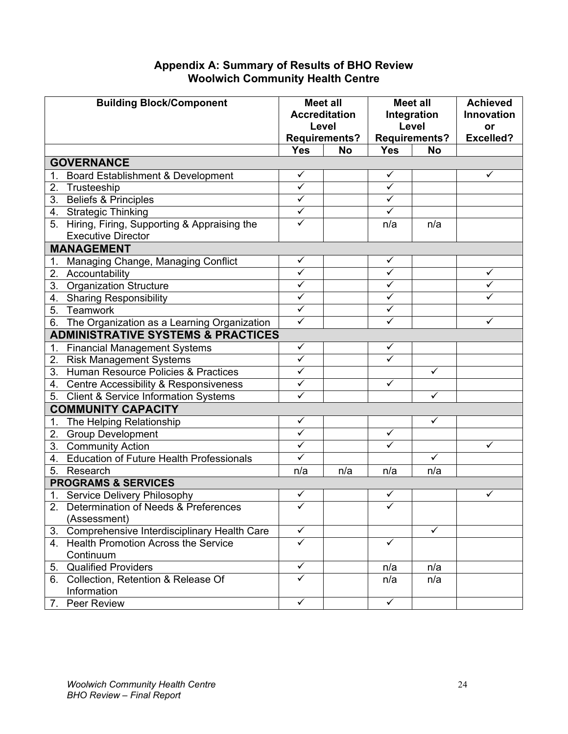## Appendix A: Summary of Results of BHO Review
## Woolwich Community Health Centre

| Building Block/Component | Meet all Accreditation Level Requirements? | | Meet all Integration Level Requirements? | | Achieved Innovation or Excelled? |
|---|---|---|---|---|---|
| | Yes | No | Yes | No | |
| **GOVERNANCE** | | | | | |
| 1. Board Establishment & Development | ✓ | | ✓ | | ✓ |
| 2. Trusteeship | ✓ | | ✓ | | |
| 3. Beliefs & Principles | ✓ | | ✓ | | |
| 4. Strategic Thinking | ✓ | | ✓ | | |
| 5. Hiring, Firing, Supporting & Appraising the Executive Director | ✓ | | n/a | n/a | |
| **MANAGEMENT** | | | | | |
| 1. Managing Change, Managing Conflict | ✓ | | ✓ | | |
| 2. Accountability | ✓ | | ✓ | | ✓ |
| 3. Organization Structure | ✓ | | ✓ | | ✓ |
| 4. Sharing Responsibility | ✓ | | ✓ | | ✓ |
| 5. Teamwork | ✓ | | ✓ | | |
| 6. The Organization as a Learning Organization | ✓ | | ✓ | | ✓ |
| **ADMINISTRATIVE SYSTEMS & PRACTICES** | | | | | |
| 1. Financial Management Systems | ✓ | | ✓ | | |
| 2. Risk Management Systems | ✓ | | ✓ | | |
| 3. Human Resource Policies & Practices | ✓ | | | ✓ | |
| 4. Centre Accessibility & Responsiveness | ✓ | | ✓ | | |
| 5. Client & Service Information Systems | ✓ | | | ✓ | |
| **COMMUNITY CAPACITY** | | | | | |
| 1. The Helping Relationship | ✓ | | | ✓ | |
| 2. Group Development | ✓ | | ✓ | | |
| 3. Community Action | ✓ | | ✓ | | ✓ |
| 4. Education of Future Health Professionals | ✓ | | | ✓ | |
| 5. Research | n/a | n/a | n/a | n/a | |
| **PROGRAMS & SERVICES** | | | | | |
| 1. Service Delivery Philosophy | ✓ | | ✓ | | ✓ |
| 2. Determination of Needs & Preferences (Assessment) | ✓ | | ✓ | | |
| 3. Comprehensive Interdisciplinary Health Care | ✓ | | | ✓ | |
| 4. Health Promotion Across the Service Continuum | ✓ | | ✓ | | |
| 5. Qualified Providers | ✓ | | n/a | n/a | |
| 6. Collection, Retention & Release Of Information | ✓ | | n/a | n/a | |
| 7. Peer Review | ✓ | | ✓ | | |